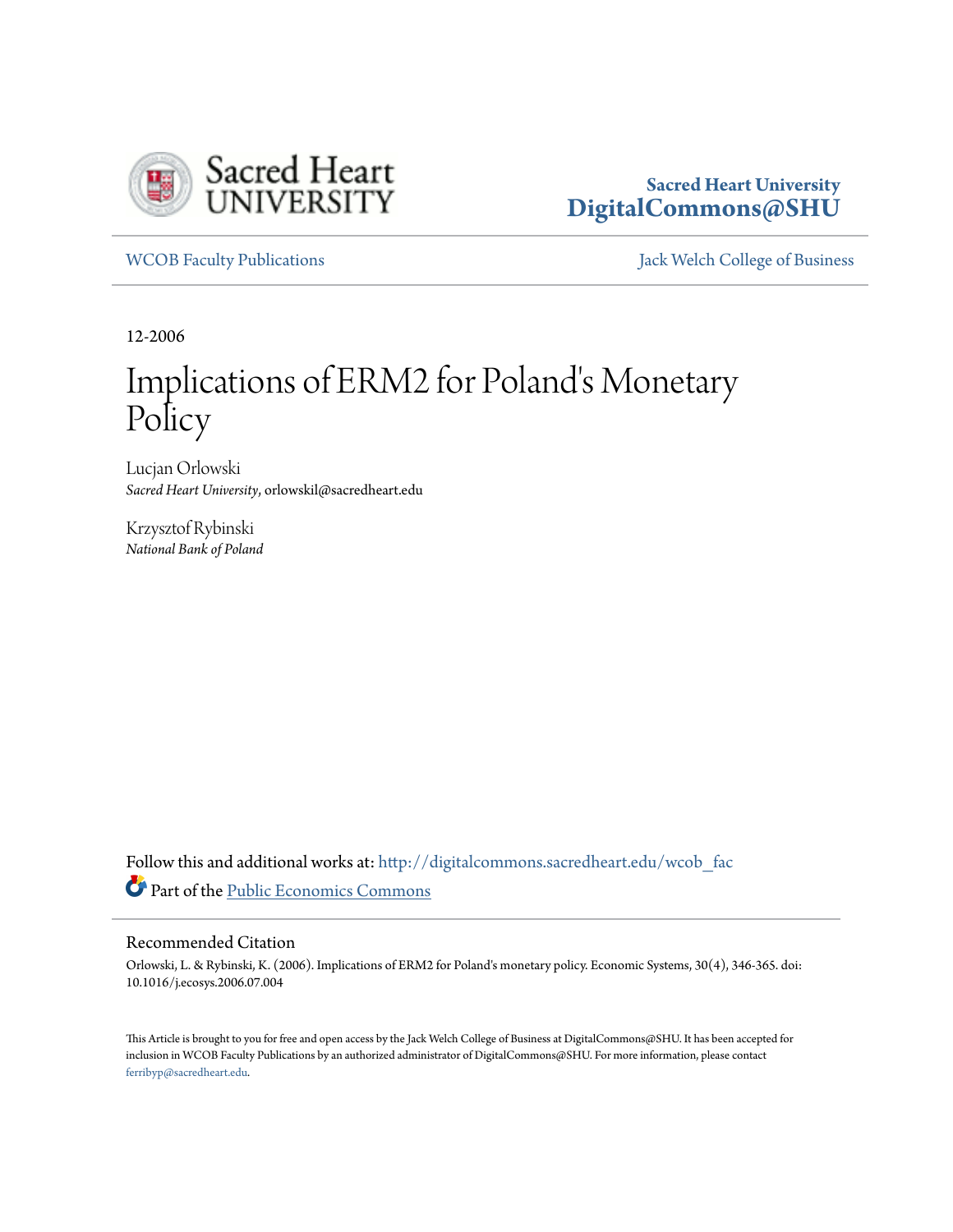Sacred Heart University
DigitalCommons@SHU

WCOB Faculty Publications

Jack Welch College of Business

12-2006

# Implications of ERM2 for Poland's Monetary Policy

Lucjan Orlowski
*Sacred Heart University*, orlowskil@sacredheart.edu

Krzysztof Rybinski
*National Bank of Poland*

Follow this and additional works at: http://digitalcommons.sacredheart.edu/wcob_fac

Part of the Public Economics Commons

## Recommended Citation

Orlowski, L. & Rybinski, K. (2006). Implications of ERM2 for Poland's monetary policy. Economic Systems, 30(4), 346-365. doi: 10.1016/j.ecosys.2006.07.004

This Article is brought to you for free and open access by the Jack Welch College of Business at DigitalCommons@SHU. It has been accepted for inclusion in WCOB Faculty Publications by an authorized administrator of DigitalCommons@SHU. For more information, please contact ferribyp@sacredheart.edu.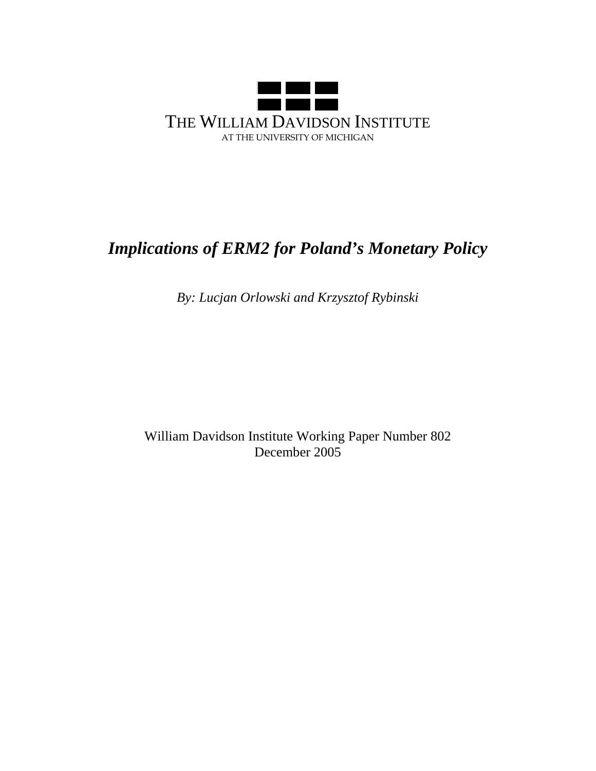THE WILLIAM DAVIDSON INSTITUTE
AT THE UNIVERSITY OF MICHIGAN

# *Implications of ERM2 for Poland's Monetary Policy*

*By: Lucjan Orlowski and Krzysztof Rybinski*

William Davidson Institute Working Paper Number 802
December 2005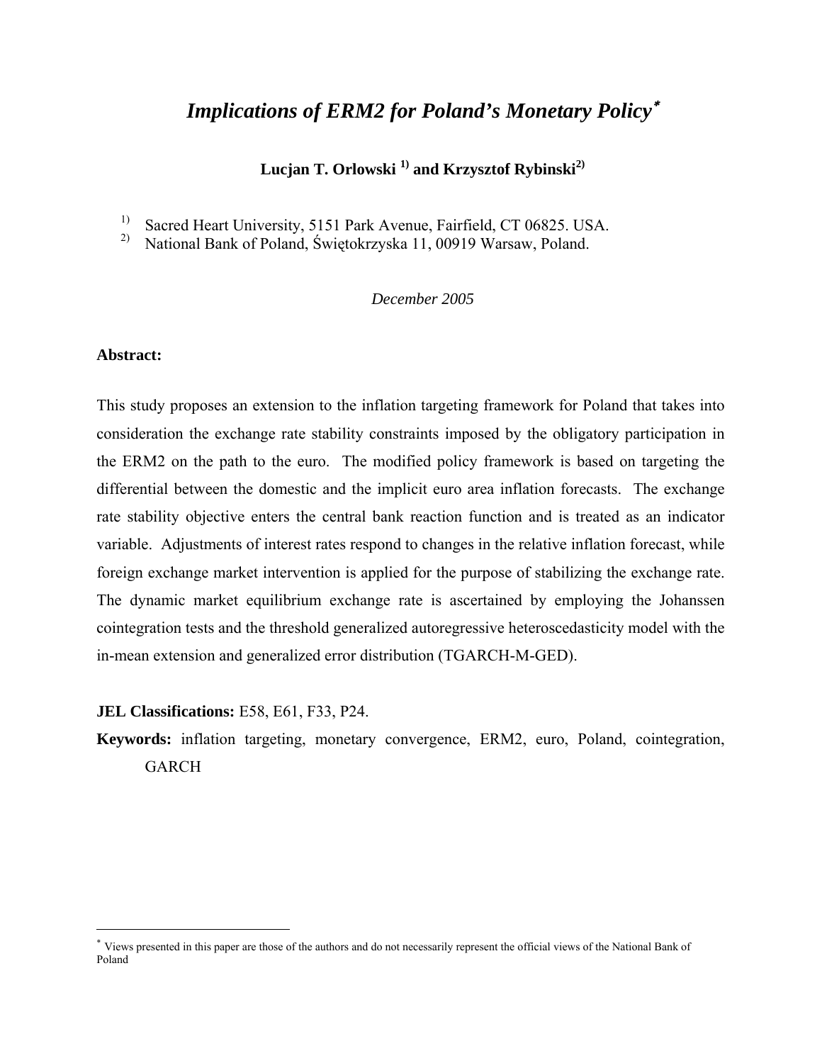# *Implications of ERM2 for Poland's Monetary Policy*[*]

**Lucjan T. Orlowski [1] and Krzysztof Rybinski[2]**

[1] Sacred Heart University, 5151 Park Avenue, Fairfield, CT 06825. USA.

[2] National Bank of Poland, Świętokrzyska 11, 00919 Warsaw, Poland.

*December 2005*

**Abstract:**

This study proposes an extension to the inflation targeting framework for Poland that takes into consideration the exchange rate stability constraints imposed by the obligatory participation in the ERM2 on the path to the euro. The modified policy framework is based on targeting the differential between the domestic and the implicit euro area inflation forecasts. The exchange rate stability objective enters the central bank reaction function and is treated as an indicator variable. Adjustments of interest rates respond to changes in the relative inflation forecast, while foreign exchange market intervention is applied for the purpose of stabilizing the exchange rate. The dynamic market equilibrium exchange rate is ascertained by employing the Johanssen cointegration tests and the threshold generalized autoregressive heteroscedasticity model with the in-mean extension and generalized error distribution (TGARCH-M-GED).

**JEL Classifications:** E58, E61, F33, P24.

**Keywords:** inflation targeting, monetary convergence, ERM2, euro, Poland, cointegration, GARCH

[*] Views presented in this paper are those of the authors and do not necessarily represent the official views of the National Bank of Poland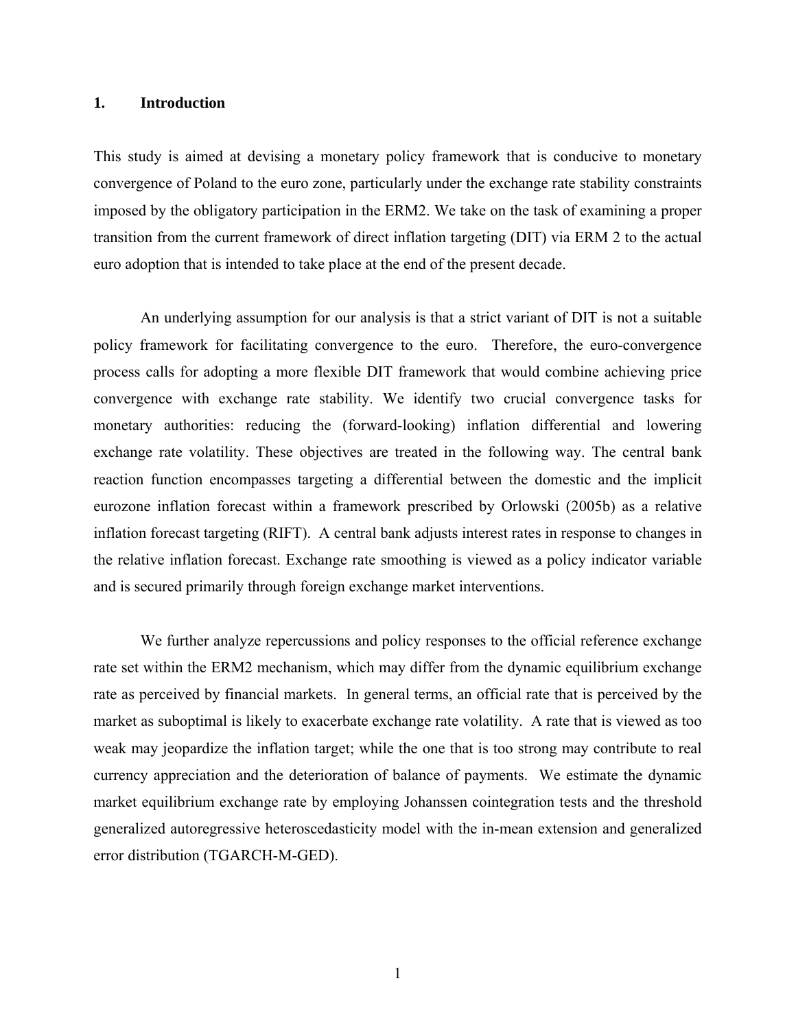## 1. Introduction

This study is aimed at devising a monetary policy framework that is conducive to monetary convergence of Poland to the euro zone, particularly under the exchange rate stability constraints imposed by the obligatory participation in the ERM2. We take on the task of examining a proper transition from the current framework of direct inflation targeting (DIT) via ERM 2 to the actual euro adoption that is intended to take place at the end of the present decade.

An underlying assumption for our analysis is that a strict variant of DIT is not a suitable policy framework for facilitating convergence to the euro. Therefore, the euro-convergence process calls for adopting a more flexible DIT framework that would combine achieving price convergence with exchange rate stability. We identify two crucial convergence tasks for monetary authorities: reducing the (forward-looking) inflation differential and lowering exchange rate volatility. These objectives are treated in the following way. The central bank reaction function encompasses targeting a differential between the domestic and the implicit eurozone inflation forecast within a framework prescribed by Orlowski (2005b) as a relative inflation forecast targeting (RIFT). A central bank adjusts interest rates in response to changes in the relative inflation forecast. Exchange rate smoothing is viewed as a policy indicator variable and is secured primarily through foreign exchange market interventions.

We further analyze repercussions and policy responses to the official reference exchange rate set within the ERM2 mechanism, which may differ from the dynamic equilibrium exchange rate as perceived by financial markets. In general terms, an official rate that is perceived by the market as suboptimal is likely to exacerbate exchange rate volatility. A rate that is viewed as too weak may jeopardize the inflation target; while the one that is too strong may contribute to real currency appreciation and the deterioration of balance of payments. We estimate the dynamic market equilibrium exchange rate by employing Johanssen cointegration tests and the threshold generalized autoregressive heteroscedasticity model with the in-mean extension and generalized error distribution (TGARCH-M-GED).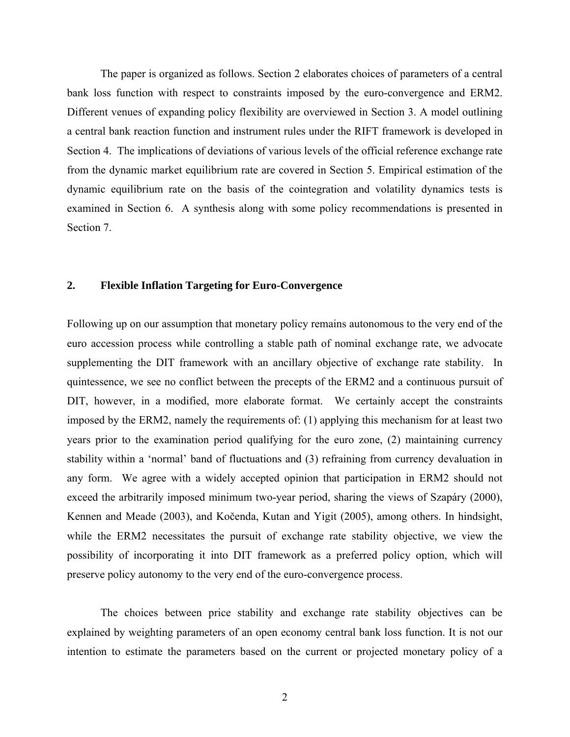The paper is organized as follows. Section 2 elaborates choices of parameters of a central bank loss function with respect to constraints imposed by the euro-convergence and ERM2. Different venues of expanding policy flexibility are overviewed in Section 3. A model outlining a central bank reaction function and instrument rules under the RIFT framework is developed in Section 4. The implications of deviations of various levels of the official reference exchange rate from the dynamic market equilibrium rate are covered in Section 5. Empirical estimation of the dynamic equilibrium rate on the basis of the cointegration and volatility dynamics tests is examined in Section 6. A synthesis along with some policy recommendations is presented in Section 7.

## 2. Flexible Inflation Targeting for Euro-Convergence

Following up on our assumption that monetary policy remains autonomous to the very end of the euro accession process while controlling a stable path of nominal exchange rate, we advocate supplementing the DIT framework with an ancillary objective of exchange rate stability. In quintessence, we see no conflict between the precepts of the ERM2 and a continuous pursuit of DIT, however, in a modified, more elaborate format. We certainly accept the constraints imposed by the ERM2, namely the requirements of: (1) applying this mechanism for at least two years prior to the examination period qualifying for the euro zone, (2) maintaining currency stability within a 'normal' band of fluctuations and (3) refraining from currency devaluation in any form. We agree with a widely accepted opinion that participation in ERM2 should not exceed the arbitrarily imposed minimum two-year period, sharing the views of Szapáry (2000), Kennen and Meade (2003), and Kočenda, Kutan and Yigit (2005), among others. In hindsight, while the ERM2 necessitates the pursuit of exchange rate stability objective, we view the possibility of incorporating it into DIT framework as a preferred policy option, which will preserve policy autonomy to the very end of the euro-convergence process.

The choices between price stability and exchange rate stability objectives can be explained by weighting parameters of an open economy central bank loss function. It is not our intention to estimate the parameters based on the current or projected monetary policy of a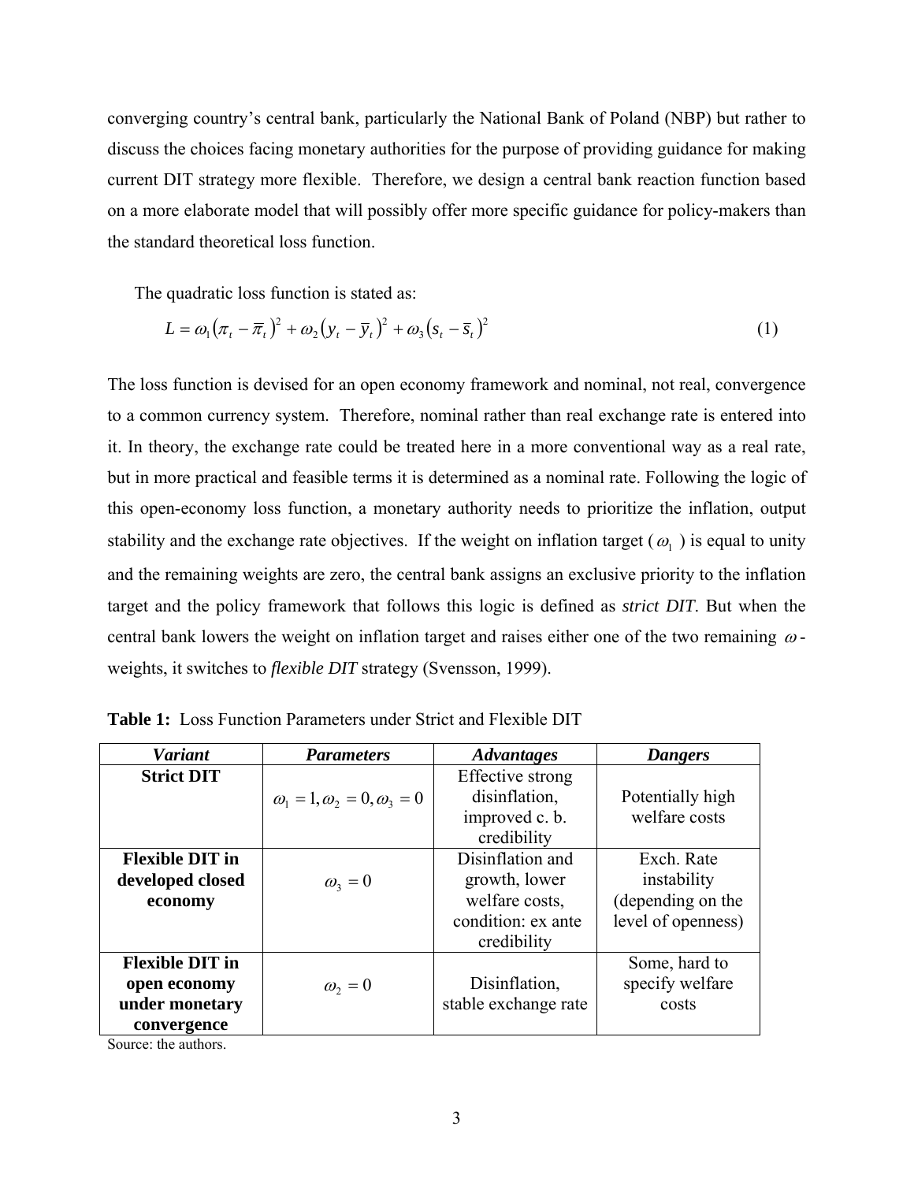converging country's central bank, particularly the National Bank of Poland (NBP) but rather to discuss the choices facing monetary authorities for the purpose of providing guidance for making current DIT strategy more flexible. Therefore, we design a central bank reaction function based on a more elaborate model that will possibly offer more specific guidance for policy-makers than the standard theoretical loss function.

The quadratic loss function is stated as:

$$L = \omega_1 (\pi_t - \overline{\pi}_t)^2 + \omega_2 (y_t - \overline{y}_t)^2 + \omega_3 (s_t - \overline{s}_t)^2 \tag{1}$$

The loss function is devised for an open economy framework and nominal, not real, convergence to a common currency system. Therefore, nominal rather than real exchange rate is entered into it. In theory, the exchange rate could be treated here in a more conventional way as a real rate, but in more practical and feasible terms it is determined as a nominal rate. Following the logic of this open-economy loss function, a monetary authority needs to prioritize the inflation, output stability and the exchange rate objectives. If the weight on inflation target ($\omega_1$) is equal to unity and the remaining weights are zero, the central bank assigns an exclusive priority to the inflation target and the policy framework that follows this logic is defined as *strict DIT*. But when the central bank lowers the weight on inflation target and raises either one of the two remaining $\omega$-weights, it switches to *flexible DIT* strategy (Svensson, 1999).

**Table 1:** Loss Function Parameters under Strict and Flexible DIT

| ***Variant*** | ***Parameters*** | ***Advantages*** | ***Dangers*** |
|---|---|---|---|
| **Strict DIT** | $\omega_1 = 1, \omega_2 = 0, \omega_3 = 0$ | Effective strong disinflation, improved c. b. credibility | Potentially high welfare costs |
| **Flexible DIT in developed closed economy** | $\omega_3 = 0$ | Disinflation and growth, lower welfare costs, condition: ex ante credibility | Exch. Rate instability (depending on the level of openness) |
| **Flexible DIT in open economy under monetary convergence** | $\omega_2 = 0$ | Disinflation, stable exchange rate | Some, hard to specify welfare costs |

Source: the authors.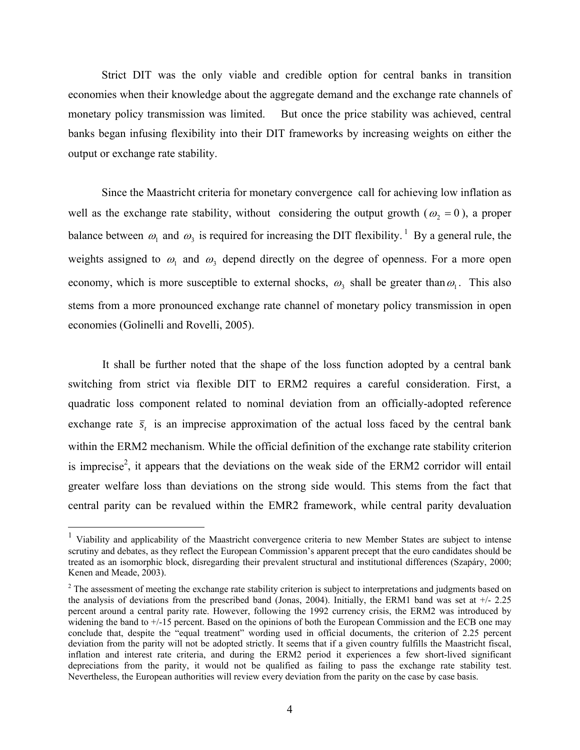Strict DIT was the only viable and credible option for central banks in transition economies when their knowledge about the aggregate demand and the exchange rate channels of monetary policy transmission was limited. But once the price stability was achieved, central banks began infusing flexibility into their DIT frameworks by increasing weights on either the output or exchange rate stability.

Since the Maastricht criteria for monetary convergence call for achieving low inflation as well as the exchange rate stability, without considering the output growth ($\omega_2 = 0$), a proper balance between $\omega_1$ and $\omega_3$ is required for increasing the DIT flexibility.[1] By a general rule, the weights assigned to $\omega_1$ and $\omega_3$ depend directly on the degree of openness. For a more open economy, which is more susceptible to external shocks, $\omega_3$ shall be greater than $\omega_1$. This also stems from a more pronounced exchange rate channel of monetary policy transmission in open economies (Golinelli and Rovelli, 2005).

It shall be further noted that the shape of the loss function adopted by a central bank switching from strict via flexible DIT to ERM2 requires a careful consideration. First, a quadratic loss component related to nominal deviation from an officially-adopted reference exchange rate $\bar{s}_t$ is an imprecise approximation of the actual loss faced by the central bank within the ERM2 mechanism. While the official definition of the exchange rate stability criterion is imprecise[2], it appears that the deviations on the weak side of the ERM2 corridor will entail greater welfare loss than deviations on the strong side would. This stems from the fact that central parity can be revalued within the EMR2 framework, while central parity devaluation

---

[1] Viability and applicability of the Maastricht convergence criteria to new Member States are subject to intense scrutiny and debates, as they reflect the European Commission's apparent precept that the euro candidates should be treated as an isomorphic block, disregarding their prevalent structural and institutional differences (Szapáry, 2000; Kenen and Meade, 2003).

[2] The assessment of meeting the exchange rate stability criterion is subject to interpretations and judgments based on the analysis of deviations from the prescribed band (Jonas, 2004). Initially, the ERM1 band was set at +/- 2.25 percent around a central parity rate. However, following the 1992 currency crisis, the ERM2 was introduced by widening the band to +/-15 percent. Based on the opinions of both the European Commission and the ECB one may conclude that, despite the "equal treatment" wording used in official documents, the criterion of 2.25 percent deviation from the parity will not be adopted strictly. It seems that if a given country fulfills the Maastricht fiscal, inflation and interest rate criteria, and during the ERM2 period it experiences a few short-lived significant depreciations from the parity, it would not be qualified as failing to pass the exchange rate stability test. Nevertheless, the European authorities will review every deviation from the parity on the case by case basis.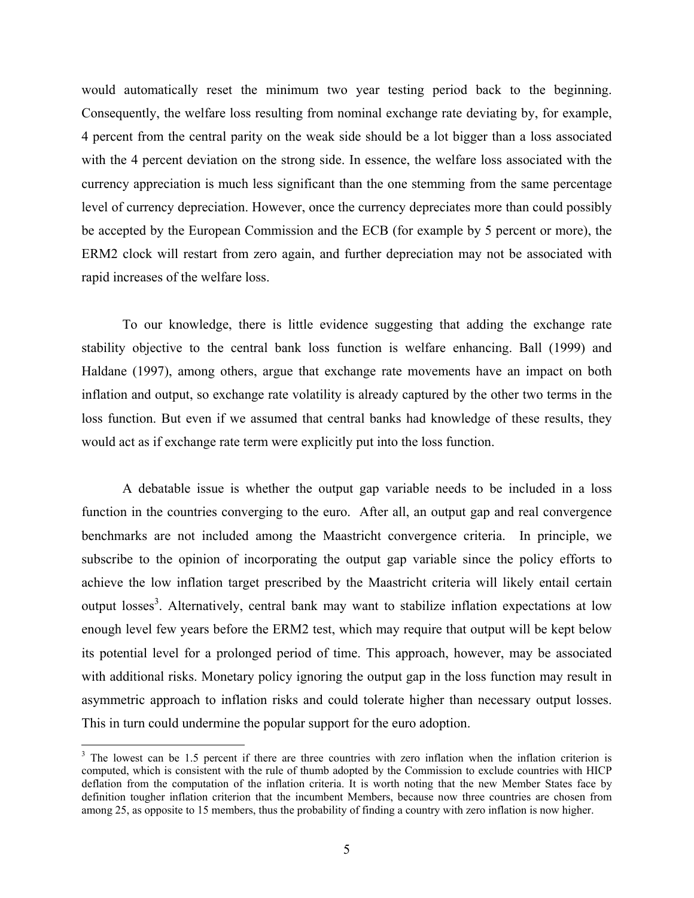would automatically reset the minimum two year testing period back to the beginning. Consequently, the welfare loss resulting from nominal exchange rate deviating by, for example, 4 percent from the central parity on the weak side should be a lot bigger than a loss associated with the 4 percent deviation on the strong side. In essence, the welfare loss associated with the currency appreciation is much less significant than the one stemming from the same percentage level of currency depreciation. However, once the currency depreciates more than could possibly be accepted by the European Commission and the ECB (for example by 5 percent or more), the ERM2 clock will restart from zero again, and further depreciation may not be associated with rapid increases of the welfare loss.

To our knowledge, there is little evidence suggesting that adding the exchange rate stability objective to the central bank loss function is welfare enhancing. Ball (1999) and Haldane (1997), among others, argue that exchange rate movements have an impact on both inflation and output, so exchange rate volatility is already captured by the other two terms in the loss function. But even if we assumed that central banks had knowledge of these results, they would act as if exchange rate term were explicitly put into the loss function.

A debatable issue is whether the output gap variable needs to be included in a loss function in the countries converging to the euro. After all, an output gap and real convergence benchmarks are not included among the Maastricht convergence criteria. In principle, we subscribe to the opinion of incorporating the output gap variable since the policy efforts to achieve the low inflation target prescribed by the Maastricht criteria will likely entail certain output losses[3]. Alternatively, central bank may want to stabilize inflation expectations at low enough level few years before the ERM2 test, which may require that output will be kept below its potential level for a prolonged period of time. This approach, however, may be associated with additional risks. Monetary policy ignoring the output gap in the loss function may result in asymmetric approach to inflation risks and could tolerate higher than necessary output losses. This in turn could undermine the popular support for the euro adoption.

[3] The lowest can be 1.5 percent if there are three countries with zero inflation when the inflation criterion is computed, which is consistent with the rule of thumb adopted by the Commission to exclude countries with HICP deflation from the computation of the inflation criteria. It is worth noting that the new Member States face by definition tougher inflation criterion that the incumbent Members, because now three countries are chosen from among 25, as opposite to 15 members, thus the probability of finding a country with zero inflation is now higher.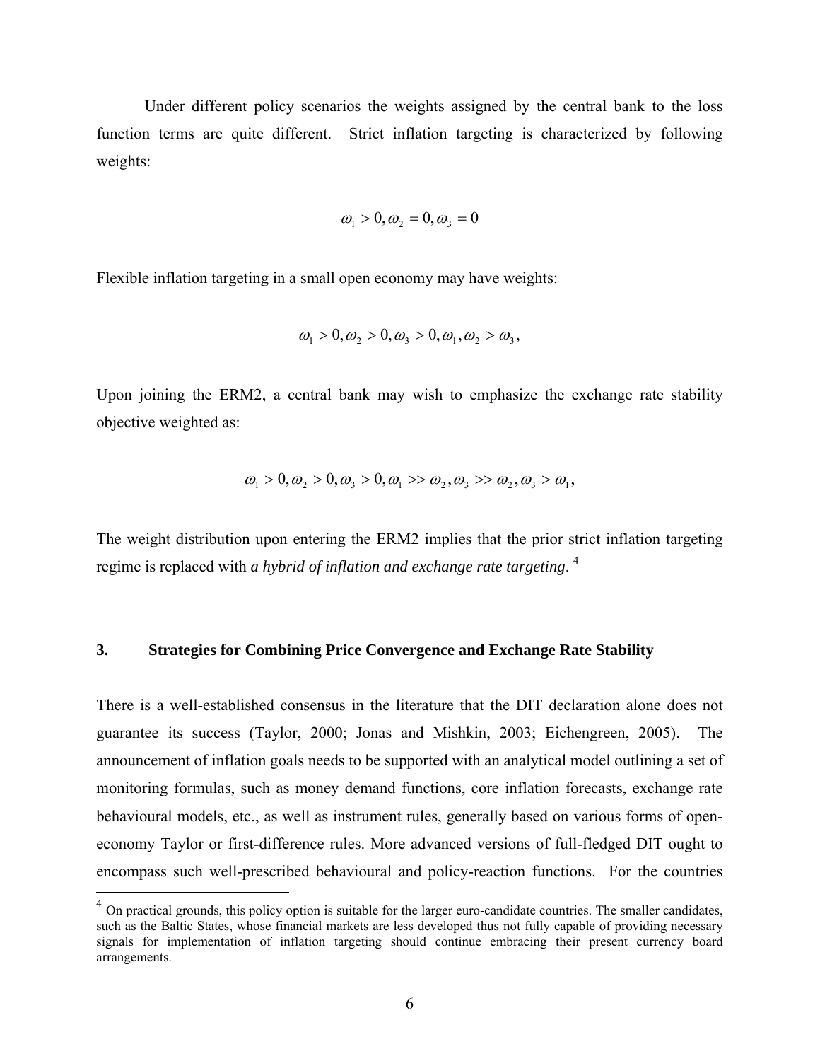Under different policy scenarios the weights assigned by the central bank to the loss function terms are quite different. Strict inflation targeting is characterized by following weights:

$$\omega_1 > 0, \omega_2 = 0, \omega_3 = 0$$

Flexible inflation targeting in a small open economy may have weights:

$$\omega_1 > 0, \omega_2 > 0, \omega_3 > 0, \omega_1, \omega_2 > \omega_3,$$

Upon joining the ERM2, a central bank may wish to emphasize the exchange rate stability objective weighted as:

$$\omega_1 > 0, \omega_2 > 0, \omega_3 > 0, \omega_1 >> \omega_2, \omega_3 >> \omega_2, \omega_3 > \omega_1,$$

The weight distribution upon entering the ERM2 implies that the prior strict inflation targeting regime is replaced with *a hybrid of inflation and exchange rate targeting*. [4]

### 3. Strategies for Combining Price Convergence and Exchange Rate Stability

There is a well-established consensus in the literature that the DIT declaration alone does not guarantee its success (Taylor, 2000; Jonas and Mishkin, 2003; Eichengreen, 2005). The announcement of inflation goals needs to be supported with an analytical model outlining a set of monitoring formulas, such as money demand functions, core inflation forecasts, exchange rate behavioural models, etc., as well as instrument rules, generally based on various forms of open-economy Taylor or first-difference rules. More advanced versions of full-fledged DIT ought to encompass such well-prescribed behavioural and policy-reaction functions. For the countries

[4] On practical grounds, this policy option is suitable for the larger euro-candidate countries. The smaller candidates, such as the Baltic States, whose financial markets are less developed thus not fully capable of providing necessary signals for implementation of inflation targeting should continue embracing their present currency board arrangements.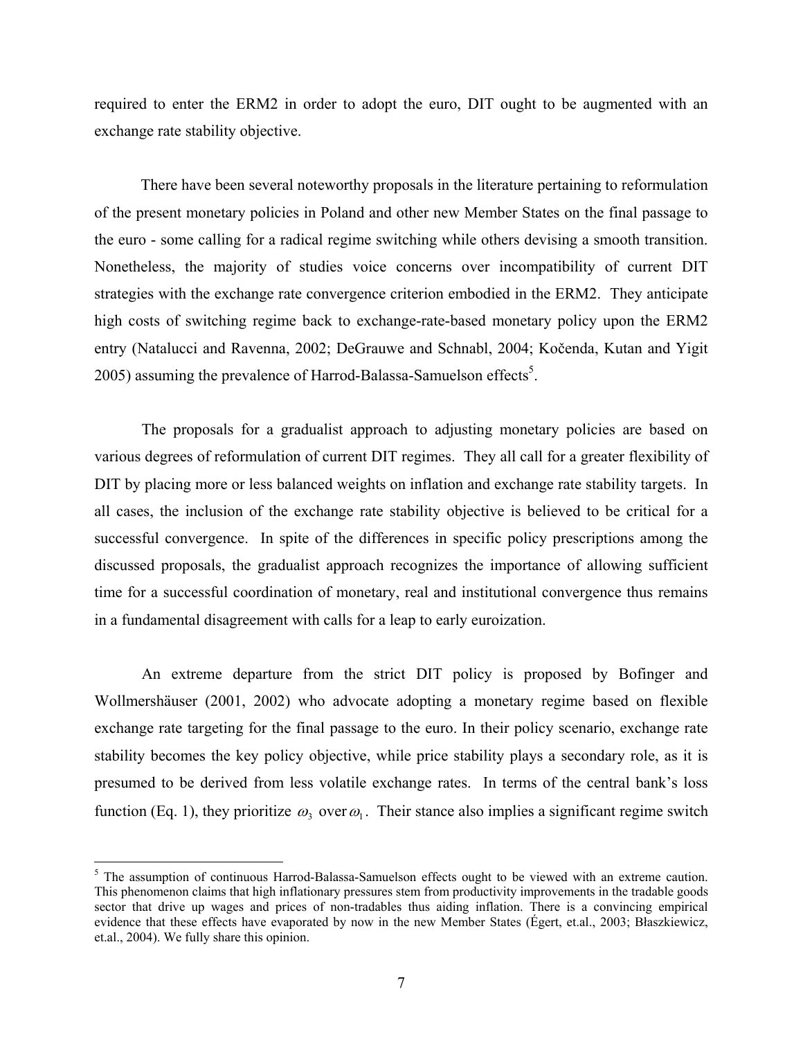required to enter the ERM2 in order to adopt the euro, DIT ought to be augmented with an exchange rate stability objective.

There have been several noteworthy proposals in the literature pertaining to reformulation of the present monetary policies in Poland and other new Member States on the final passage to the euro - some calling for a radical regime switching while others devising a smooth transition. Nonetheless, the majority of studies voice concerns over incompatibility of current DIT strategies with the exchange rate convergence criterion embodied in the ERM2. They anticipate high costs of switching regime back to exchange-rate-based monetary policy upon the ERM2 entry (Natalucci and Ravenna, 2002; DeGrauwe and Schnabl, 2004; Kočenda, Kutan and Yigit 2005) assuming the prevalence of Harrod-Balassa-Samuelson effects[5].

The proposals for a gradualist approach to adjusting monetary policies are based on various degrees of reformulation of current DIT regimes. They all call for a greater flexibility of DIT by placing more or less balanced weights on inflation and exchange rate stability targets. In all cases, the inclusion of the exchange rate stability objective is believed to be critical for a successful convergence. In spite of the differences in specific policy prescriptions among the discussed proposals, the gradualist approach recognizes the importance of allowing sufficient time for a successful coordination of monetary, real and institutional convergence thus remains in a fundamental disagreement with calls for a leap to early euroization.

An extreme departure from the strict DIT policy is proposed by Bofinger and Wollmershäuser (2001, 2002) who advocate adopting a monetary regime based on flexible exchange rate targeting for the final passage to the euro. In their policy scenario, exchange rate stability becomes the key policy objective, while price stability plays a secondary role, as it is presumed to be derived from less volatile exchange rates. In terms of the central bank's loss function (Eq. 1), they prioritize $\omega_3$ over $\omega_1$. Their stance also implies a significant regime switch

[5] The assumption of continuous Harrod-Balassa-Samuelson effects ought to be viewed with an extreme caution. This phenomenon claims that high inflationary pressures stem from productivity improvements in the tradable goods sector that drive up wages and prices of non-tradables thus aiding inflation. There is a convincing empirical evidence that these effects have evaporated by now in the new Member States (Égert, et.al., 2003; Błaszkiewicz, et.al., 2004). We fully share this opinion.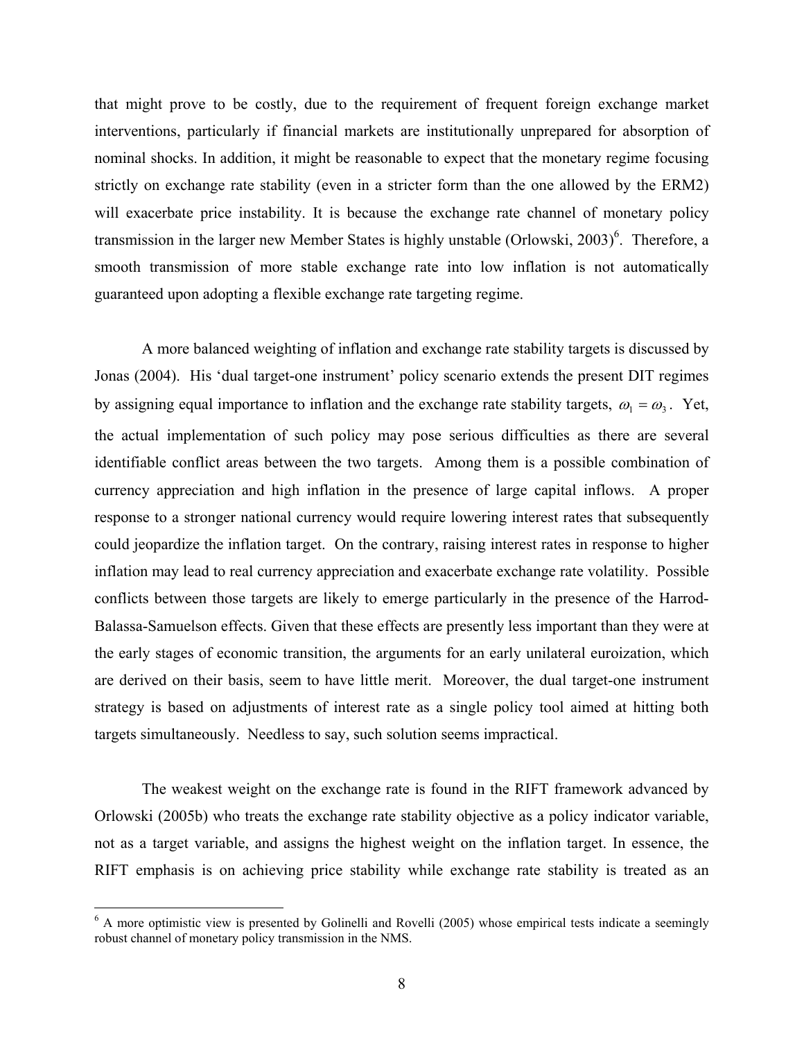that might prove to be costly, due to the requirement of frequent foreign exchange market interventions, particularly if financial markets are institutionally unprepared for absorption of nominal shocks. In addition, it might be reasonable to expect that the monetary regime focusing strictly on exchange rate stability (even in a stricter form than the one allowed by the ERM2) will exacerbate price instability. It is because the exchange rate channel of monetary policy transmission in the larger new Member States is highly unstable (Orlowski, 2003)[6]. Therefore, a smooth transmission of more stable exchange rate into low inflation is not automatically guaranteed upon adopting a flexible exchange rate targeting regime.

A more balanced weighting of inflation and exchange rate stability targets is discussed by Jonas (2004). His 'dual target-one instrument' policy scenario extends the present DIT regimes by assigning equal importance to inflation and the exchange rate stability targets, $\omega_1 = \omega_3$. Yet, the actual implementation of such policy may pose serious difficulties as there are several identifiable conflict areas between the two targets. Among them is a possible combination of currency appreciation and high inflation in the presence of large capital inflows. A proper response to a stronger national currency would require lowering interest rates that subsequently could jeopardize the inflation target. On the contrary, raising interest rates in response to higher inflation may lead to real currency appreciation and exacerbate exchange rate volatility. Possible conflicts between those targets are likely to emerge particularly in the presence of the Harrod-Balassa-Samuelson effects. Given that these effects are presently less important than they were at the early stages of economic transition, the arguments for an early unilateral euroization, which are derived on their basis, seem to have little merit. Moreover, the dual target-one instrument strategy is based on adjustments of interest rate as a single policy tool aimed at hitting both targets simultaneously. Needless to say, such solution seems impractical.

The weakest weight on the exchange rate is found in the RIFT framework advanced by Orlowski (2005b) who treats the exchange rate stability objective as a policy indicator variable, not as a target variable, and assigns the highest weight on the inflation target. In essence, the RIFT emphasis is on achieving price stability while exchange rate stability is treated as an

[6] A more optimistic view is presented by Golinelli and Rovelli (2005) whose empirical tests indicate a seemingly robust channel of monetary policy transmission in the NMS.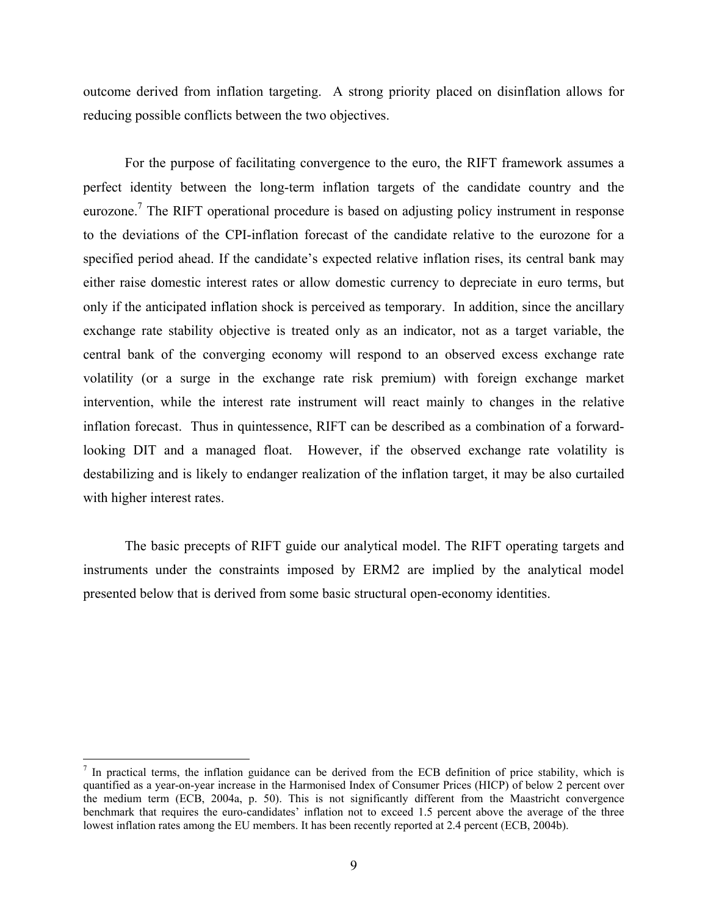outcome derived from inflation targeting. A strong priority placed on disinflation allows for reducing possible conflicts between the two objectives.

For the purpose of facilitating convergence to the euro, the RIFT framework assumes a perfect identity between the long-term inflation targets of the candidate country and the eurozone.[7] The RIFT operational procedure is based on adjusting policy instrument in response to the deviations of the CPI-inflation forecast of the candidate relative to the eurozone for a specified period ahead. If the candidate's expected relative inflation rises, its central bank may either raise domestic interest rates or allow domestic currency to depreciate in euro terms, but only if the anticipated inflation shock is perceived as temporary. In addition, since the ancillary exchange rate stability objective is treated only as an indicator, not as a target variable, the central bank of the converging economy will respond to an observed excess exchange rate volatility (or a surge in the exchange rate risk premium) with foreign exchange market intervention, while the interest rate instrument will react mainly to changes in the relative inflation forecast. Thus in quintessence, RIFT can be described as a combination of a forward-looking DIT and a managed float. However, if the observed exchange rate volatility is destabilizing and is likely to endanger realization of the inflation target, it may be also curtailed with higher interest rates.

The basic precepts of RIFT guide our analytical model. The RIFT operating targets and instruments under the constraints imposed by ERM2 are implied by the analytical model presented below that is derived from some basic structural open-economy identities.

[7] In practical terms, the inflation guidance can be derived from the ECB definition of price stability, which is quantified as a year-on-year increase in the Harmonised Index of Consumer Prices (HICP) of below 2 percent over the medium term (ECB, 2004a, p. 50). This is not significantly different from the Maastricht convergence benchmark that requires the euro-candidates' inflation not to exceed 1.5 percent above the average of the three lowest inflation rates among the EU members. It has been recently reported at 2.4 percent (ECB, 2004b).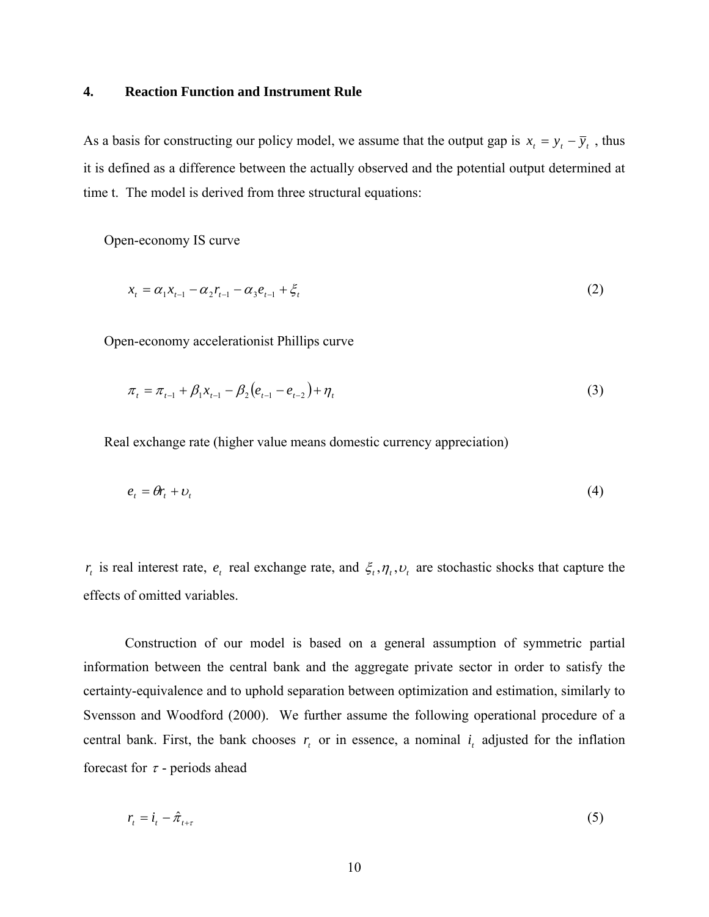## 4. Reaction Function and Instrument Rule

As a basis for constructing our policy model, we assume that the output gap is $x_t = y_t - \bar{y}_t$ , thus it is defined as a difference between the actually observed and the potential output determined at time t. The model is derived from three structural equations:

Open-economy IS curve

$$x_t = \alpha_1 x_{t-1} - \alpha_2 r_{t-1} - \alpha_3 e_{t-1} + \xi_t \tag{2}$$

Open-economy accelerationist Phillips curve

$$\pi_t = \pi_{t-1} + \beta_1 x_{t-1} - \beta_2 \left(e_{t-1} - e_{t-2}\right) + \eta_t \tag{3}$$

Real exchange rate (higher value means domestic currency appreciation)

$$e_t = \theta r_t + \upsilon_t \tag{4}$$

$r_t$ is real interest rate, $e_t$ real exchange rate, and $\xi_t, \eta_t, \upsilon_t$ are stochastic shocks that capture the effects of omitted variables.

Construction of our model is based on a general assumption of symmetric partial information between the central bank and the aggregate private sector in order to satisfy the certainty-equivalence and to uphold separation between optimization and estimation, similarly to Svensson and Woodford (2000). We further assume the following operational procedure of a central bank. First, the bank chooses $r_t$ or in essence, a nominal $i_t$ adjusted for the inflation forecast for $\tau$ - periods ahead

$$r_t = i_t - \hat{\pi}_{t+\tau} \tag{5}$$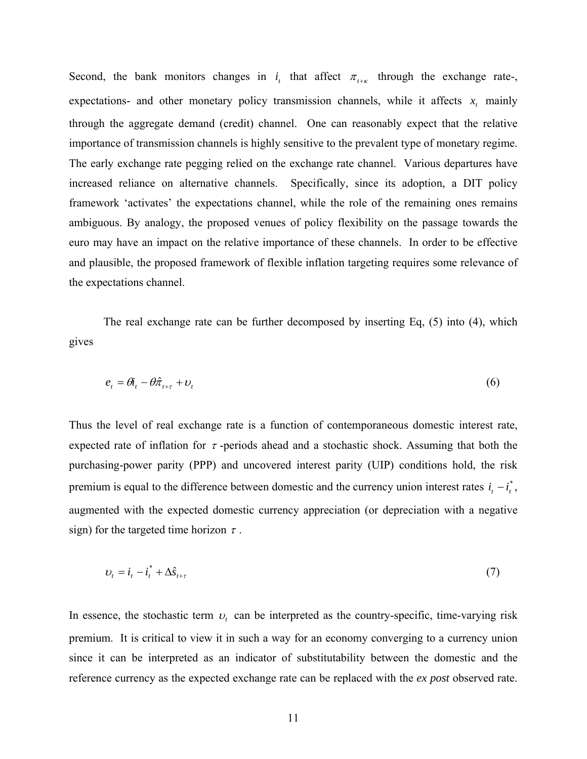Second, the bank monitors changes in $i_t$ that affect $\pi_{t+\kappa}$ through the exchange rate-, expectations- and other monetary policy transmission channels, while it affects $x_t$ mainly through the aggregate demand (credit) channel. One can reasonably expect that the relative importance of transmission channels is highly sensitive to the prevalent type of monetary regime. The early exchange rate pegging relied on the exchange rate channel. Various departures have increased reliance on alternative channels. Specifically, since its adoption, a DIT policy framework 'activates' the expectations channel, while the role of the remaining ones remains ambiguous. By analogy, the proposed venues of policy flexibility on the passage towards the euro may have an impact on the relative importance of these channels. In order to be effective and plausible, the proposed framework of flexible inflation targeting requires some relevance of the expectations channel.

The real exchange rate can be further decomposed by inserting Eq, (5) into (4), which gives

$$e_t = \theta i_t - \theta \hat{\pi}_{t+\tau} + \upsilon_t \tag{6}$$

Thus the level of real exchange rate is a function of contemporaneous domestic interest rate, expected rate of inflation for $\tau$-periods ahead and a stochastic shock. Assuming that both the purchasing-power parity (PPP) and uncovered interest parity (UIP) conditions hold, the risk premium is equal to the difference between domestic and the currency union interest rates $i_t - i_t^*$, augmented with the expected domestic currency appreciation (or depreciation with a negative sign) for the targeted time horizon $\tau$.

$$\upsilon_t = i_t - i_t^* + \Delta \hat{s}_{t+\tau} \tag{7}$$

In essence, the stochastic term $\upsilon_t$ can be interpreted as the country-specific, time-varying risk premium. It is critical to view it in such a way for an economy converging to a currency union since it can be interpreted as an indicator of substitutability between the domestic and the reference currency as the expected exchange rate can be replaced with the *ex post* observed rate.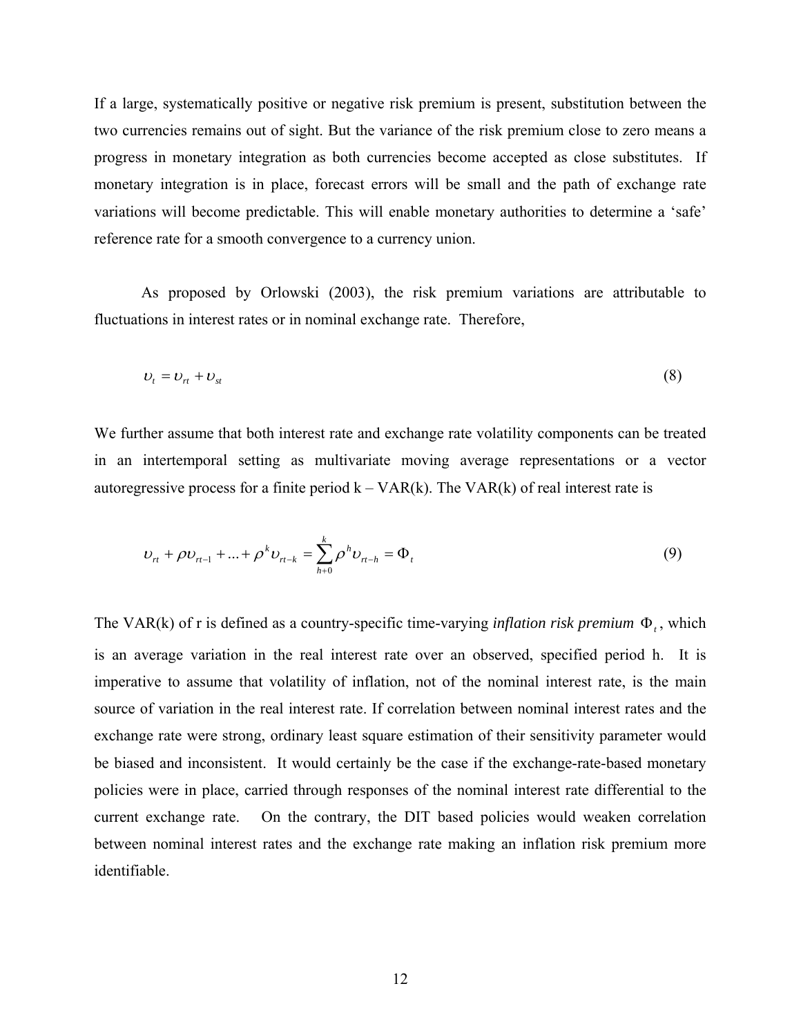If a large, systematically positive or negative risk premium is present, substitution between the two currencies remains out of sight. But the variance of the risk premium close to zero means a progress in monetary integration as both currencies become accepted as close substitutes. If monetary integration is in place, forecast errors will be small and the path of exchange rate variations will become predictable. This will enable monetary authorities to determine a 'safe' reference rate for a smooth convergence to a currency union.

As proposed by Orlowski (2003), the risk premium variations are attributable to fluctuations in interest rates or in nominal exchange rate. Therefore,

$$\upsilon_t = \upsilon_{rt} + \upsilon_{st} \tag{8}$$

We further assume that both interest rate and exchange rate volatility components can be treated in an intertemporal setting as multivariate moving average representations or a vector autoregressive process for a finite period k – VAR(k). The VAR(k) of real interest rate is

$$\upsilon_{rt} + \rho\upsilon_{rt-1} + ... + \rho^k \upsilon_{rt-k} = \sum_{h+0}^{k} \rho^h \upsilon_{rt-h} = \Phi_t \tag{9}$$

The VAR(k) of r is defined as a country-specific time-varying *inflation risk premium* $\Phi_t$, which is an average variation in the real interest rate over an observed, specified period h. It is imperative to assume that volatility of inflation, not of the nominal interest rate, is the main source of variation in the real interest rate. If correlation between nominal interest rates and the exchange rate were strong, ordinary least square estimation of their sensitivity parameter would be biased and inconsistent. It would certainly be the case if the exchange-rate-based monetary policies were in place, carried through responses of the nominal interest rate differential to the current exchange rate. On the contrary, the DIT based policies would weaken correlation between nominal interest rates and the exchange rate making an inflation risk premium more identifiable.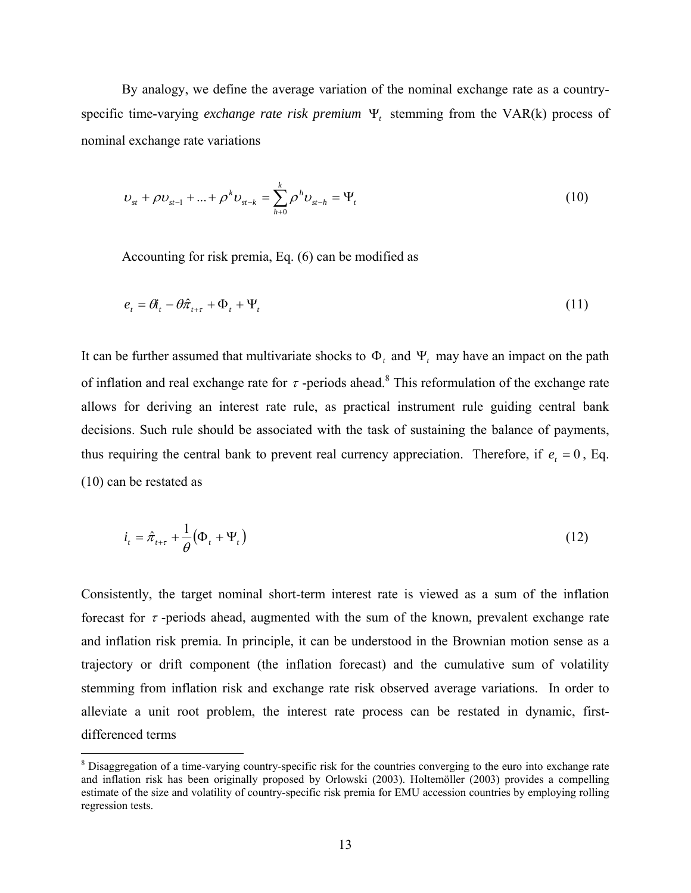By analogy, we define the average variation of the nominal exchange rate as a country-specific time-varying *exchange rate risk premium* $\Psi_t$ stemming from the VAR(k) process of nominal exchange rate variations

$$\upsilon_{st} + \rho\upsilon_{st-1} + ... + \rho^k \upsilon_{st-k} = \sum_{h+0}^{k} \rho^h \upsilon_{st-h} = \Psi_t \tag{10}$$

Accounting for risk premia, Eq. (6) can be modified as

$$e_t = \theta i_t - \theta \hat{\pi}_{t+\tau} + \Phi_t + \Psi_t \tag{11}$$

It can be further assumed that multivariate shocks to $\Phi_t$ and $\Psi_t$ may have an impact on the path of inflation and real exchange rate for $\tau$ -periods ahead.[8] This reformulation of the exchange rate allows for deriving an interest rate rule, as practical instrument rule guiding central bank decisions. Such rule should be associated with the task of sustaining the balance of payments, thus requiring the central bank to prevent real currency appreciation. Therefore, if $e_t = 0$, Eq. (10) can be restated as

$$i_t = \hat{\pi}_{t+\tau} + \frac{1}{\theta}\left(\Phi_t + \Psi_t\right) \tag{12}$$

Consistently, the target nominal short-term interest rate is viewed as a sum of the inflation forecast for $\tau$ -periods ahead, augmented with the sum of the known, prevalent exchange rate and inflation risk premia. In principle, it can be understood in the Brownian motion sense as a trajectory or drift component (the inflation forecast) and the cumulative sum of volatility stemming from inflation risk and exchange rate risk observed average variations. In order to alleviate a unit root problem, the interest rate process can be restated in dynamic, first-differenced terms

[8] Disaggregation of a time-varying country-specific risk for the countries converging to the euro into exchange rate and inflation risk has been originally proposed by Orlowski (2003). Holtemöller (2003) provides a compelling estimate of the size and volatility of country-specific risk premia for EMU accession countries by employing rolling regression tests.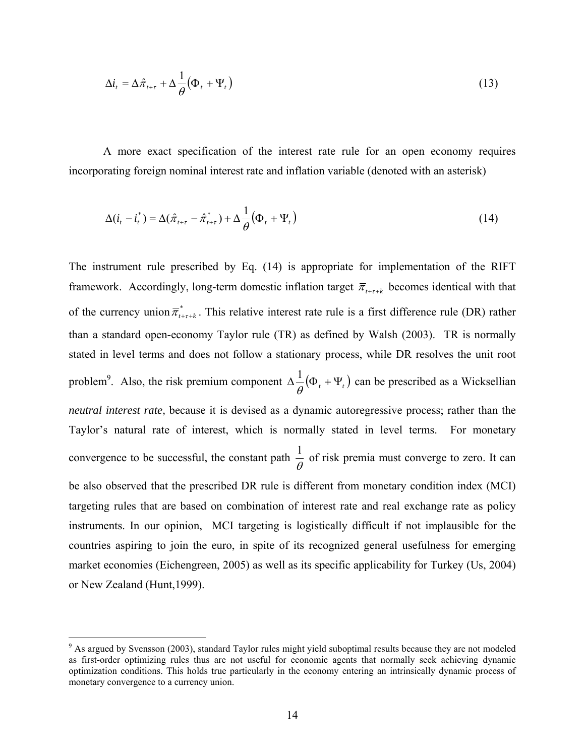$$\Delta i_t = \Delta \hat{\pi}_{t+\tau} + \Delta \frac{1}{\theta}\left(\Phi_t + \Psi_t\right) \tag{13}$$

A more exact specification of the interest rate rule for an open economy requires incorporating foreign nominal interest rate and inflation variable (denoted with an asterisk)

$$\Delta(i_t - i_t^*) = \Delta(\hat{\pi}_{t+\tau} - \hat{\pi}^*_{t+\tau}) + \Delta \frac{1}{\theta}\left(\Phi_t + \Psi_t\right) \tag{14}$$

The instrument rule prescribed by Eq. (14) is appropriate for implementation of the RIFT framework. Accordingly, long-term domestic inflation target $\overline{\pi}_{t+\tau+k}$ becomes identical with that of the currency union $\overline{\pi}^*_{t+\tau+k}$. This relative interest rate rule is a first difference rule (DR) rather than a standard open-economy Taylor rule (TR) as defined by Walsh (2003). TR is normally stated in level terms and does not follow a stationary process, while DR resolves the unit root problem[9]. Also, the risk premium component $\Delta \frac{1}{\theta}\left(\Phi_t + \Psi_t\right)$ can be prescribed as a Wicksellian *neutral interest rate,* because it is devised as a dynamic autoregressive process; rather than the Taylor's natural rate of interest, which is normally stated in level terms. For monetary convergence to be successful, the constant path $\frac{1}{\theta}$ of risk premia must converge to zero. It can be also observed that the prescribed DR rule is different from monetary condition index (MCI) targeting rules that are based on combination of interest rate and real exchange rate as policy instruments. In our opinion, MCI targeting is logistically difficult if not implausible for the countries aspiring to join the euro, in spite of its recognized general usefulness for emerging market economies (Eichengreen, 2005) as well as its specific applicability for Turkey (Us, 2004) or New Zealand (Hunt,1999).

---

[9] As argued by Svensson (2003), standard Taylor rules might yield suboptimal results because they are not modeled as first-order optimizing rules thus are not useful for economic agents that normally seek achieving dynamic optimization conditions. This holds true particularly in the economy entering an intrinsically dynamic process of monetary convergence to a currency union.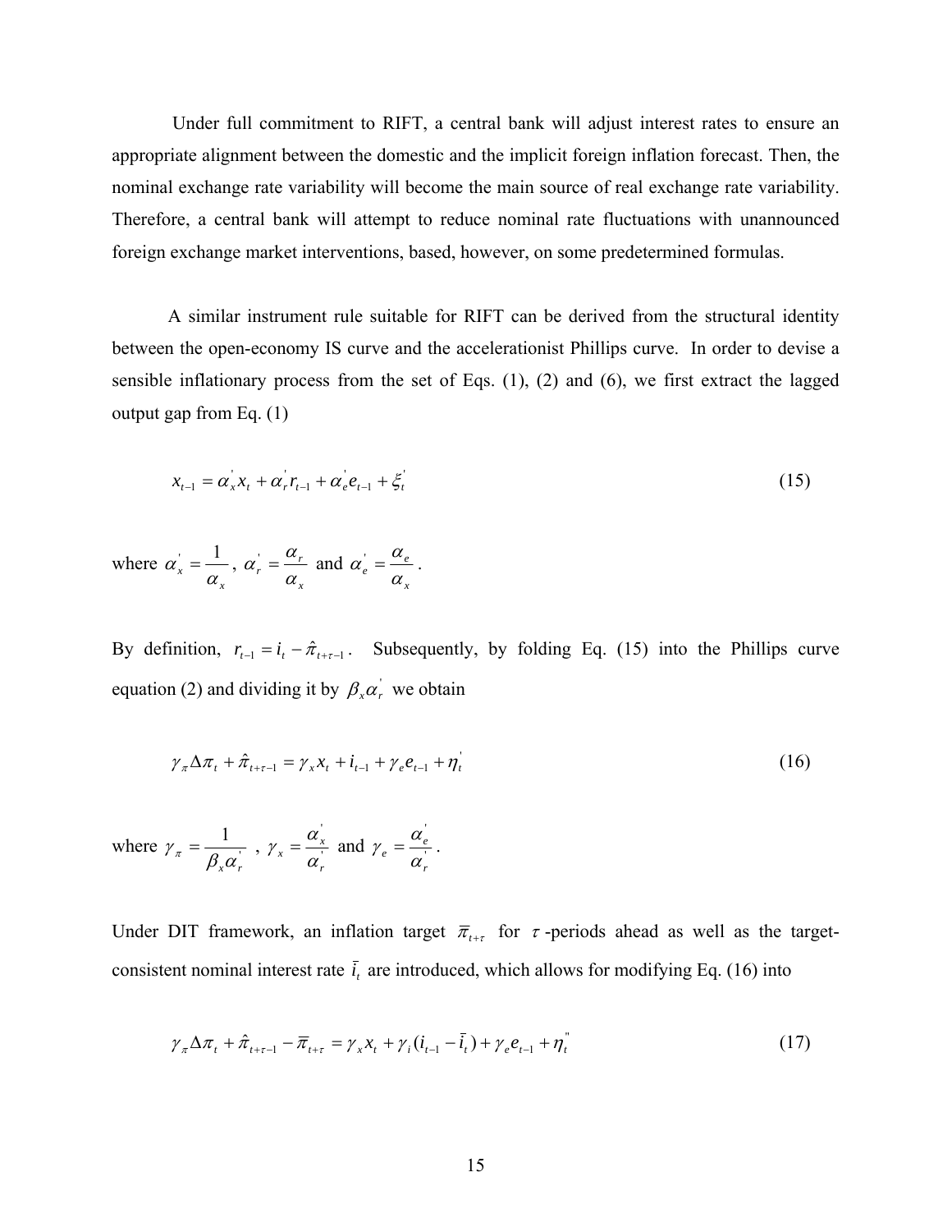Under full commitment to RIFT, a central bank will adjust interest rates to ensure an appropriate alignment between the domestic and the implicit foreign inflation forecast. Then, the nominal exchange rate variability will become the main source of real exchange rate variability. Therefore, a central bank will attempt to reduce nominal rate fluctuations with unannounced foreign exchange market interventions, based, however, on some predetermined formulas.

A similar instrument rule suitable for RIFT can be derived from the structural identity between the open-economy IS curve and the accelerationist Phillips curve. In order to devise a sensible inflationary process from the set of Eqs. (1), (2) and (6), we first extract the lagged output gap from Eq. (1)

$$x_{t-1} = \alpha_x^{'} x_t + \alpha_r^{'} r_{t-1} + \alpha_e^{'} e_{t-1} + \xi_t^{'} \tag{15}$$

where $\alpha_x^{'} = \dfrac{1}{\alpha_x}$, $\alpha_r^{'} = \dfrac{\alpha_r}{\alpha_x}$ and $\alpha_e^{'} = \dfrac{\alpha_e}{\alpha_x}$.

By definition, $r_{t-1} = i_t - \hat{\pi}_{t+\tau-1}$. Subsequently, by folding Eq. (15) into the Phillips curve equation (2) and dividing it by $\beta_x \alpha_r^{'}$ we obtain

$$\gamma_\pi \Delta \pi_t + \hat{\pi}_{t+\tau-1} = \gamma_x x_t + i_{t-1} + \gamma_e e_{t-1} + \eta_t^{'} \tag{16}$$

where $\gamma_\pi = \dfrac{1}{\beta_x \alpha_r^{'}}$ , $\gamma_x = \dfrac{\alpha_x^{'}}{\alpha_r^{'}}$ and $\gamma_e = \dfrac{\alpha_e^{'}}{\alpha_r^{'}}$.

Under DIT framework, an inflation target $\overline{\pi}_{t+\tau}$ for $\tau$-periods ahead as well as the target-consistent nominal interest rate $\overline{i}_t$ are introduced, which allows for modifying Eq. (16) into

$$\gamma_\pi \Delta \pi_t + \hat{\pi}_{t+\tau-1} - \overline{\pi}_{t+\tau} = \gamma_x x_t + \gamma_i (i_{t-1} - \overline{i}_t) + \gamma_e e_{t-1} + \eta_t^{''} \tag{17}$$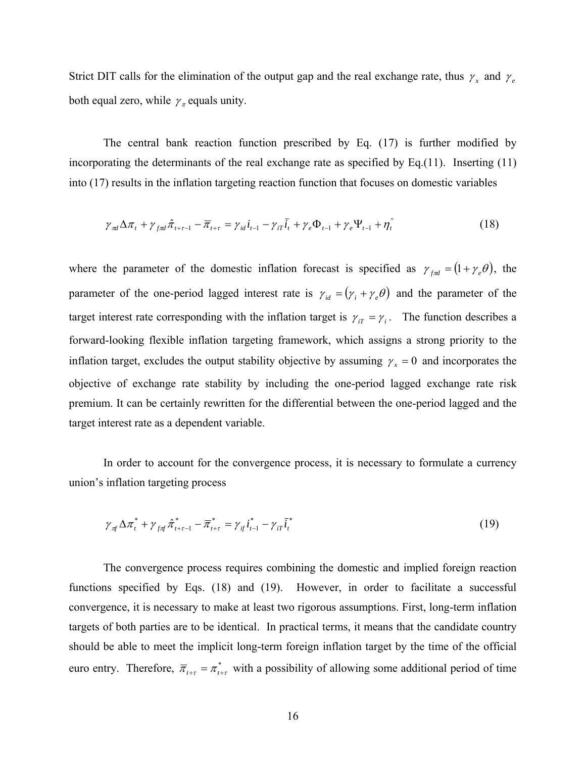Strict DIT calls for the elimination of the output gap and the real exchange rate, thus $\gamma_x$ and $\gamma_e$ both equal zero, while $\gamma_\pi$ equals unity.

The central bank reaction function prescribed by Eq. (17) is further modified by incorporating the determinants of the real exchange rate as specified by Eq.(11). Inserting (11) into (17) results in the inflation targeting reaction function that focuses on domestic variables

$$\gamma_{\pi d}\Delta\pi_t + \gamma_{f\pi d}\hat{\pi}_{t+\tau-1} - \overline{\pi}_{t+\tau} = \gamma_{id}i_{t-1} - \gamma_{iT}\overline{i}_t + \gamma_e\Phi_{t-1} + \gamma_e\Psi_{t-1} + \eta_t^{''} \tag{18}$$

where the parameter of the domestic inflation forecast is specified as $\gamma_{f\pi d} = (1 + \gamma_e\theta)$, the parameter of the one-period lagged interest rate is $\gamma_{id} = (\gamma_i + \gamma_e\theta)$ and the parameter of the target interest rate corresponding with the inflation target is $\gamma_{iT} = \gamma_i$. The function describes a forward-looking flexible inflation targeting framework, which assigns a strong priority to the inflation target, excludes the output stability objective by assuming $\gamma_x = 0$ and incorporates the objective of exchange rate stability by including the one-period lagged exchange rate risk premium. It can be certainly rewritten for the differential between the one-period lagged and the target interest rate as a dependent variable.

In order to account for the convergence process, it is necessary to formulate a currency union's inflation targeting process

$$\gamma_{\pi f}\Delta\pi_t^* + \gamma_{f\pi f}\hat{\pi}_{t+\tau-1}^* - \overline{\pi}_{t+\tau}^* = \gamma_{if}i_{t-1}^* - \gamma_{iT}\overline{i}_t^* \tag{19}$$

The convergence process requires combining the domestic and implied foreign reaction functions specified by Eqs. (18) and (19). However, in order to facilitate a successful convergence, it is necessary to make at least two rigorous assumptions. First, long-term inflation targets of both parties are to be identical. In practical terms, it means that the candidate country should be able to meet the implicit long-term foreign inflation target by the time of the official euro entry. Therefore, $\overline{\pi}_{t+\tau} = \pi_{t+\tau}^*$ with a possibility of allowing some additional period of time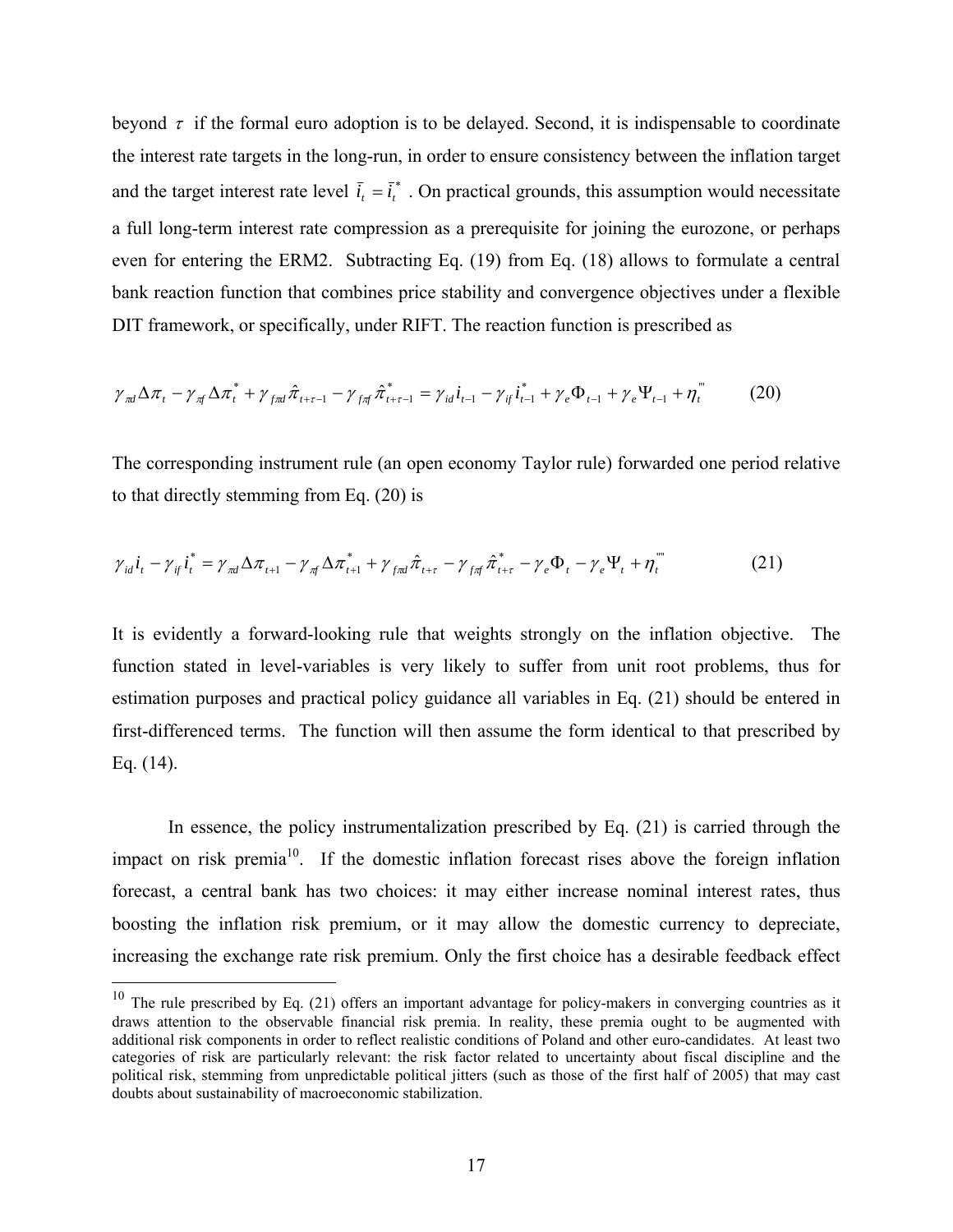beyond $\tau$ if the formal euro adoption is to be delayed. Second, it is indispensable to coordinate the interest rate targets in the long-run, in order to ensure consistency between the inflation target and the target interest rate level $\bar{i}_t = \bar{i}_t^*$ . On practical grounds, this assumption would necessitate a full long-term interest rate compression as a prerequisite for joining the eurozone, or perhaps even for entering the ERM2. Subtracting Eq. (19) from Eq. (18) allows to formulate a central bank reaction function that combines price stability and convergence objectives under a flexible DIT framework, or specifically, under RIFT. The reaction function is prescribed as

$$\gamma_{\pi d}\Delta\pi_t - \gamma_{\pi f}\Delta\pi_t^* + \gamma_{f\pi d}\hat{\pi}_{t+\tau-1} - \gamma_{f\pi f}\hat{\pi}_{t+\tau-1}^* = \gamma_{id}i_{t-1} - \gamma_{if}i_{t-1}^* + \gamma_e\Phi_{t-1} + \gamma_e\Psi_{t-1} + \eta_t^{'''} \tag{20}$$

The corresponding instrument rule (an open economy Taylor rule) forwarded one period relative to that directly stemming from Eq. (20) is

$$\gamma_{id}i_t - \gamma_{if}i_t^* = \gamma_{\pi d}\Delta\pi_{t+1} - \gamma_{\pi f}\Delta\pi_{t+1}^* + \gamma_{f\pi d}\hat{\pi}_{t+\tau} - \gamma_{f\pi f}\hat{\pi}_{t+\tau}^* - \gamma_e\Phi_t - \gamma_e\Psi_t + \eta_t^{''''} \tag{21}$$

It is evidently a forward-looking rule that weights strongly on the inflation objective. The function stated in level-variables is very likely to suffer from unit root problems, thus for estimation purposes and practical policy guidance all variables in Eq. (21) should be entered in first-differenced terms. The function will then assume the form identical to that prescribed by Eq. (14).

In essence, the policy instrumentalization prescribed by Eq. (21) is carried through the impact on risk premia[10]. If the domestic inflation forecast rises above the foreign inflation forecast, a central bank has two choices: it may either increase nominal interest rates, thus boosting the inflation risk premium, or it may allow the domestic currency to depreciate, increasing the exchange rate risk premium. Only the first choice has a desirable feedback effect

[10] The rule prescribed by Eq. (21) offers an important advantage for policy-makers in converging countries as it draws attention to the observable financial risk premia. In reality, these premia ought to be augmented with additional risk components in order to reflect realistic conditions of Poland and other euro-candidates. At least two categories of risk are particularly relevant: the risk factor related to uncertainty about fiscal discipline and the political risk, stemming from unpredictable political jitters (such as those of the first half of 2005) that may cast doubts about sustainability of macroeconomic stabilization.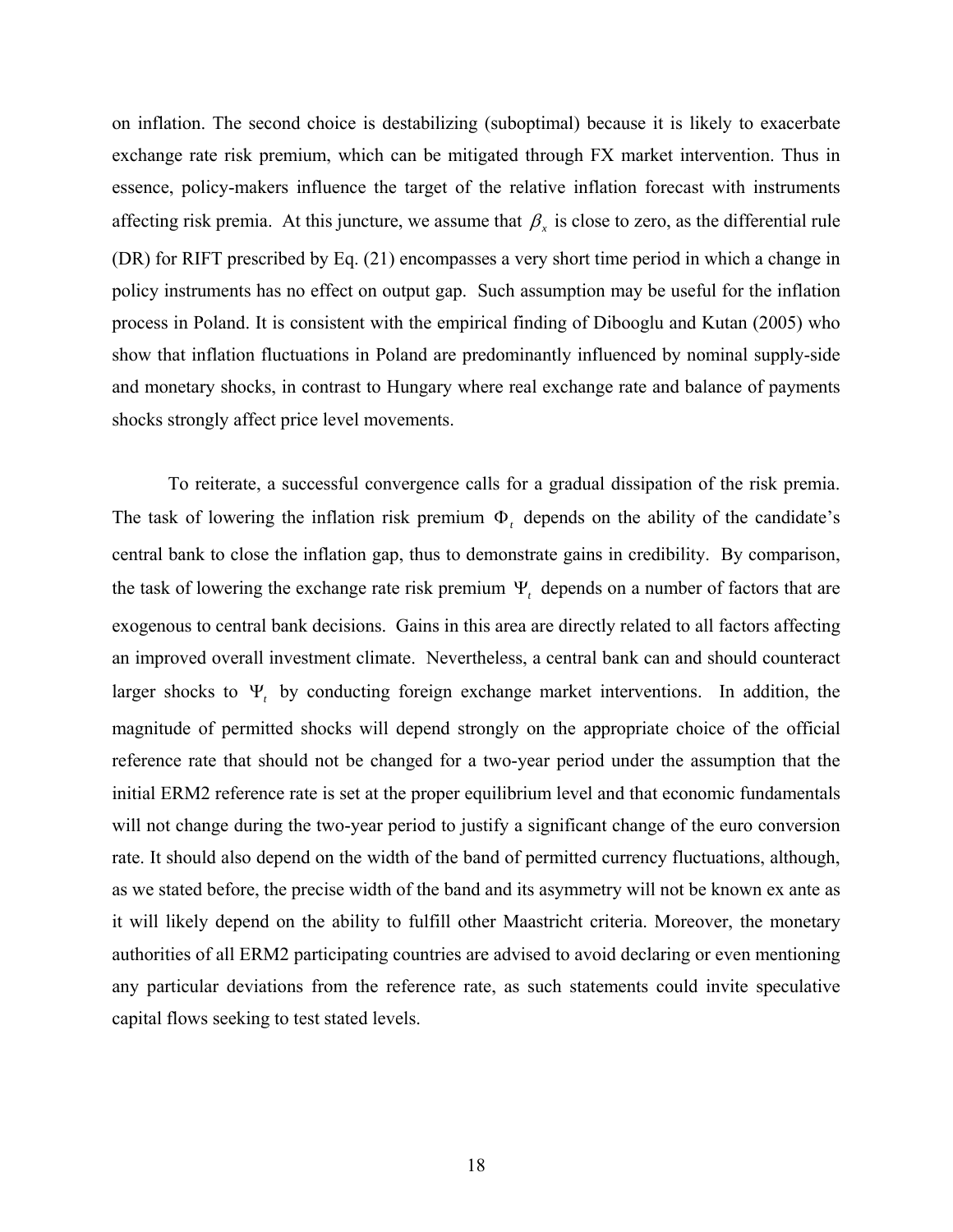on inflation. The second choice is destabilizing (suboptimal) because it is likely to exacerbate exchange rate risk premium, which can be mitigated through FX market intervention. Thus in essence, policy-makers influence the target of the relative inflation forecast with instruments affecting risk premia. At this juncture, we assume that $\beta_x$ is close to zero, as the differential rule (DR) for RIFT prescribed by Eq. (21) encompasses a very short time period in which a change in policy instruments has no effect on output gap. Such assumption may be useful for the inflation process in Poland. It is consistent with the empirical finding of Dibooglu and Kutan (2005) who show that inflation fluctuations in Poland are predominantly influenced by nominal supply-side and monetary shocks, in contrast to Hungary where real exchange rate and balance of payments shocks strongly affect price level movements.

To reiterate, a successful convergence calls for a gradual dissipation of the risk premia. The task of lowering the inflation risk premium $\Phi_t$ depends on the ability of the candidate's central bank to close the inflation gap, thus to demonstrate gains in credibility. By comparison, the task of lowering the exchange rate risk premium $\Psi_t$ depends on a number of factors that are exogenous to central bank decisions. Gains in this area are directly related to all factors affecting an improved overall investment climate. Nevertheless, a central bank can and should counteract larger shocks to $\Psi_t$ by conducting foreign exchange market interventions. In addition, the magnitude of permitted shocks will depend strongly on the appropriate choice of the official reference rate that should not be changed for a two-year period under the assumption that the initial ERM2 reference rate is set at the proper equilibrium level and that economic fundamentals will not change during the two-year period to justify a significant change of the euro conversion rate. It should also depend on the width of the band of permitted currency fluctuations, although, as we stated before, the precise width of the band and its asymmetry will not be known ex ante as it will likely depend on the ability to fulfill other Maastricht criteria. Moreover, the monetary authorities of all ERM2 participating countries are advised to avoid declaring or even mentioning any particular deviations from the reference rate, as such statements could invite speculative capital flows seeking to test stated levels.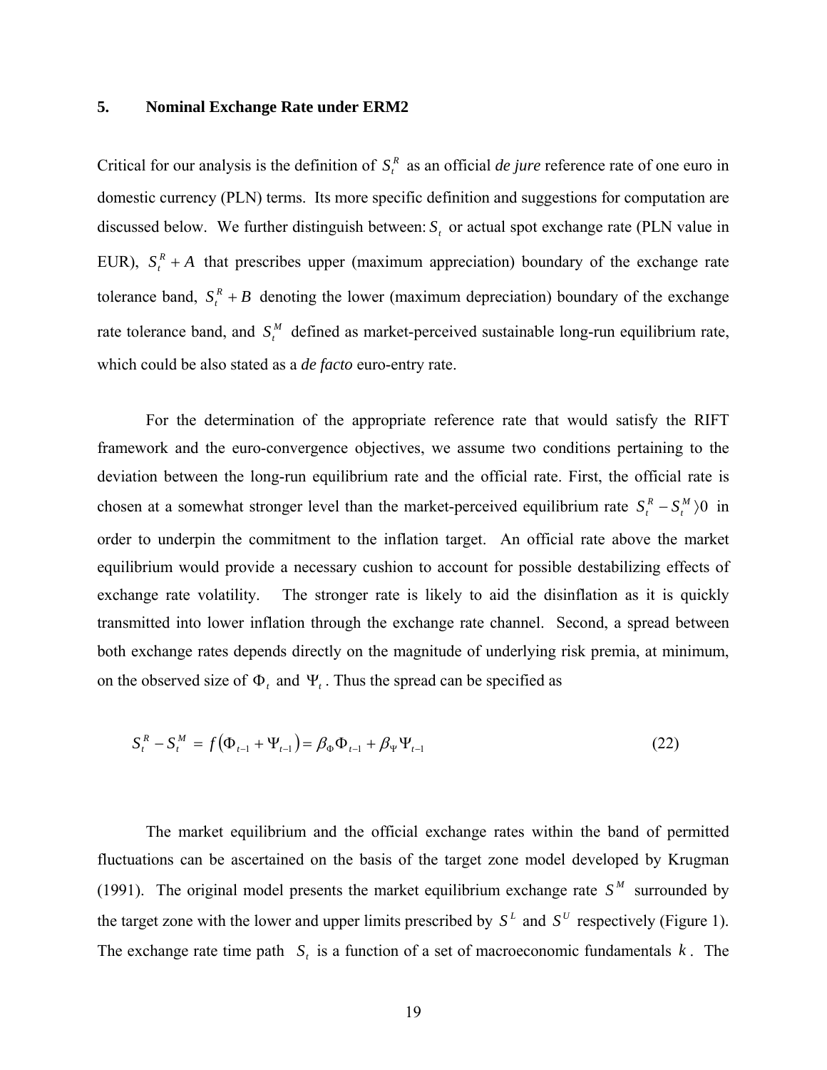## 5. Nominal Exchange Rate under ERM2

Critical for our analysis is the definition of $S_t^R$ as an official *de jure* reference rate of one euro in domestic currency (PLN) terms. Its more specific definition and suggestions for computation are discussed below. We further distinguish between: $S_t$ or actual spot exchange rate (PLN value in EUR), $S_t^R + A$ that prescribes upper (maximum appreciation) boundary of the exchange rate tolerance band, $S_t^R + B$ denoting the lower (maximum depreciation) boundary of the exchange rate tolerance band, and $S_t^M$ defined as market-perceived sustainable long-run equilibrium rate, which could be also stated as a *de facto* euro-entry rate.

For the determination of the appropriate reference rate that would satisfy the RIFT framework and the euro-convergence objectives, we assume two conditions pertaining to the deviation between the long-run equilibrium rate and the official rate. First, the official rate is chosen at a somewhat stronger level than the market-perceived equilibrium rate $S_t^R - S_t^M \rangle 0$ in order to underpin the commitment to the inflation target. An official rate above the market equilibrium would provide a necessary cushion to account for possible destabilizing effects of exchange rate volatility. The stronger rate is likely to aid the disinflation as it is quickly transmitted into lower inflation through the exchange rate channel. Second, a spread between both exchange rates depends directly on the magnitude of underlying risk premia, at minimum, on the observed size of $\Phi_t$ and $\Psi_t$. Thus the spread can be specified as

$$S_t^R - S_t^M = f\left(\Phi_{t-1} + \Psi_{t-1}\right) = \beta_\Phi \Phi_{t-1} + \beta_\Psi \Psi_{t-1} \tag{22}$$

The market equilibrium and the official exchange rates within the band of permitted fluctuations can be ascertained on the basis of the target zone model developed by Krugman (1991). The original model presents the market equilibrium exchange rate $S^M$ surrounded by the target zone with the lower and upper limits prescribed by $S^L$ and $S^U$ respectively (Figure 1). The exchange rate time path $S_t$ is a function of a set of macroeconomic fundamentals $k$. The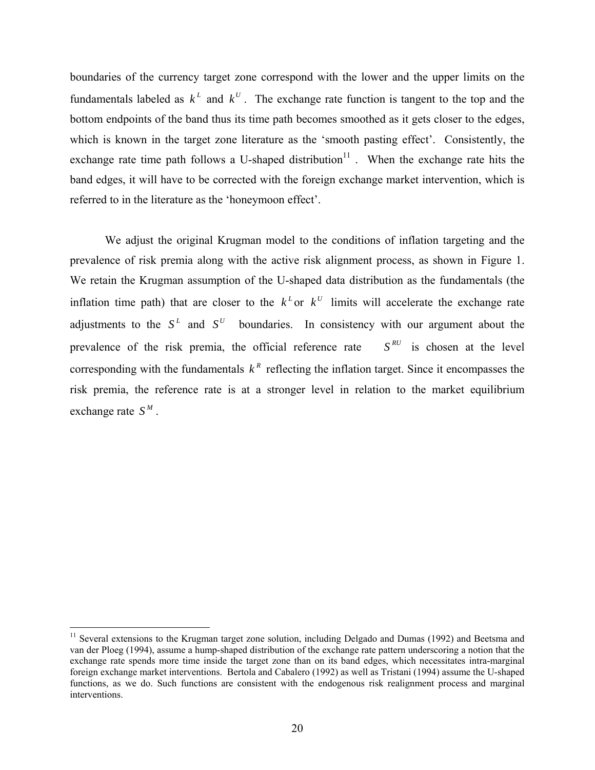boundaries of the currency target zone correspond with the lower and the upper limits on the fundamentals labeled as $k^L$ and $k^U$. The exchange rate function is tangent to the top and the bottom endpoints of the band thus its time path becomes smoothed as it gets closer to the edges, which is known in the target zone literature as the 'smooth pasting effect'. Consistently, the exchange rate time path follows a U-shaped distribution[11]. When the exchange rate hits the band edges, it will have to be corrected with the foreign exchange market intervention, which is referred to in the literature as the 'honeymoon effect'.

We adjust the original Krugman model to the conditions of inflation targeting and the prevalence of risk premia along with the active risk alignment process, as shown in Figure 1. We retain the Krugman assumption of the U-shaped data distribution as the fundamentals (the inflation time path) that are closer to the $k^L$ or $k^U$ limits will accelerate the exchange rate adjustments to the $S^L$ and $S^U$ boundaries. In consistency with our argument about the prevalence of the risk premia, the official reference rate $S^{RU}$ is chosen at the level corresponding with the fundamentals $k^R$ reflecting the inflation target. Since it encompasses the risk premia, the reference rate is at a stronger level in relation to the market equilibrium exchange rate $S^M$.

[11] Several extensions to the Krugman target zone solution, including Delgado and Dumas (1992) and Beetsma and van der Ploeg (1994), assume a hump-shaped distribution of the exchange rate pattern underscoring a notion that the exchange rate spends more time inside the target zone than on its band edges, which necessitates intra-marginal foreign exchange market interventions. Bertola and Cabalero (1992) as well as Tristani (1994) assume the U-shaped functions, as we do. Such functions are consistent with the endogenous risk realignment process and marginal interventions.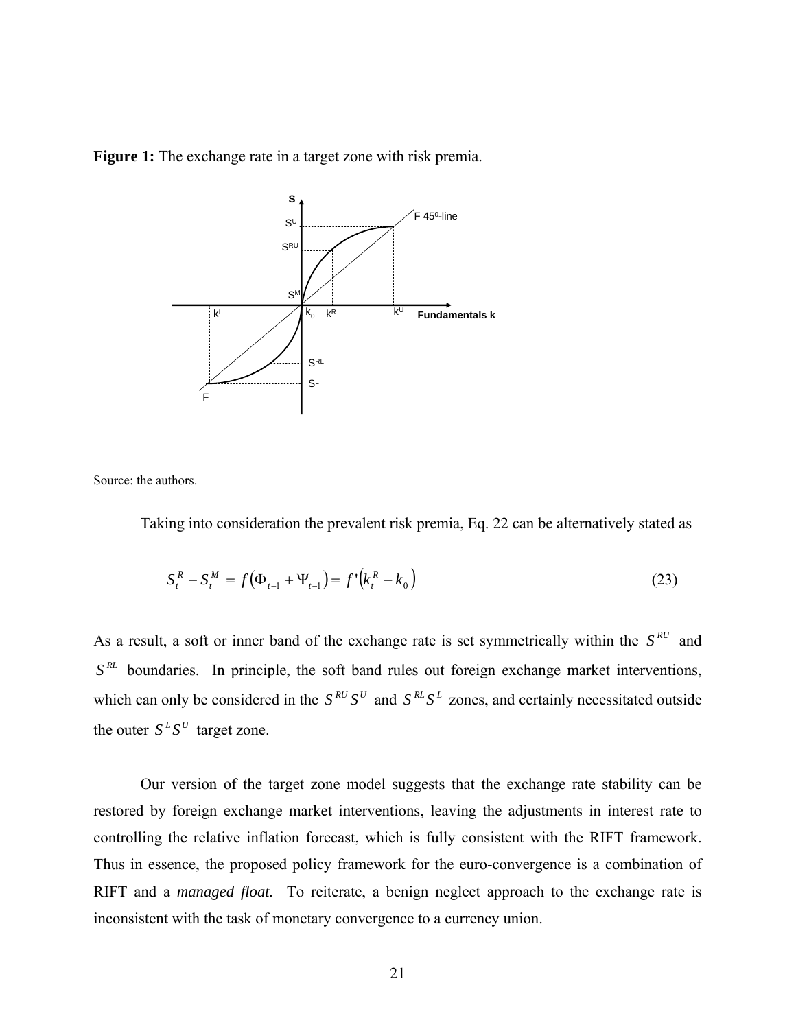**Figure 1:** The exchange rate in a target zone with risk premia.

Source: the authors.

Taking into consideration the prevalent risk premia, Eq. 22 can be alternatively stated as

$$S_t^R - S_t^M = f\left(\Phi_{t-1} + \Psi_{t-1}\right) = f'\left(k_t^R - k_0\right) \tag{23}$$

As a result, a soft or inner band of the exchange rate is set symmetrically within the $S^{RU}$ and $S^{RL}$ boundaries. In principle, the soft band rules out foreign exchange market interventions, which can only be considered in the $S^{RU}S^U$ and $S^{RL}S^L$ zones, and certainly necessitated outside the outer $S^L S^U$ target zone.

Our version of the target zone model suggests that the exchange rate stability can be restored by foreign exchange market interventions, leaving the adjustments in interest rate to controlling the relative inflation forecast, which is fully consistent with the RIFT framework. Thus in essence, the proposed policy framework for the euro-convergence is a combination of RIFT and a *managed float.* To reiterate, a benign neglect approach to the exchange rate is inconsistent with the task of monetary convergence to a currency union.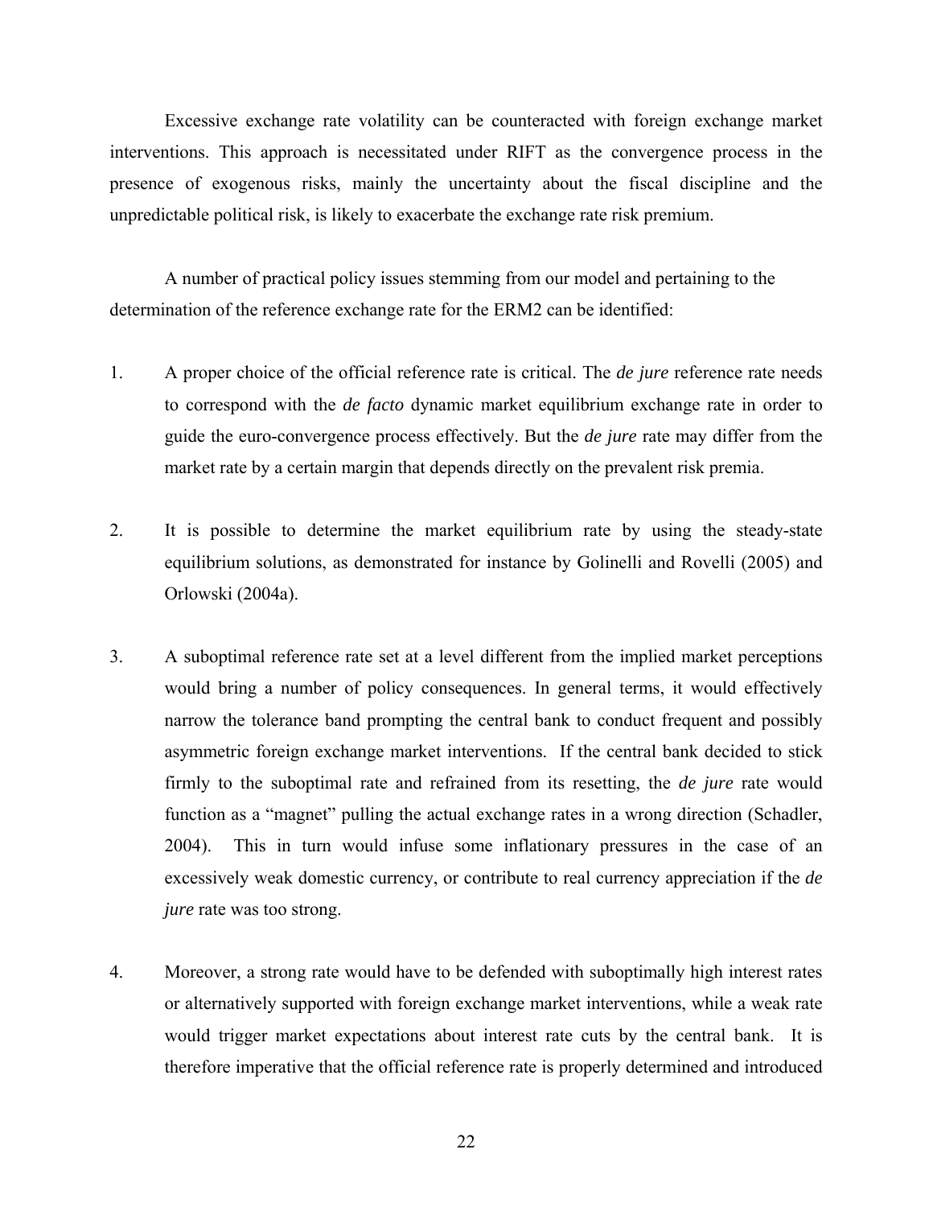Excessive exchange rate volatility can be counteracted with foreign exchange market interventions. This approach is necessitated under RIFT as the convergence process in the presence of exogenous risks, mainly the uncertainty about the fiscal discipline and the unpredictable political risk, is likely to exacerbate the exchange rate risk premium.

A number of practical policy issues stemming from our model and pertaining to the determination of the reference exchange rate for the ERM2 can be identified:

1. A proper choice of the official reference rate is critical. The *de jure* reference rate needs to correspond with the *de facto* dynamic market equilibrium exchange rate in order to guide the euro-convergence process effectively. But the *de jure* rate may differ from the market rate by a certain margin that depends directly on the prevalent risk premia.

2. It is possible to determine the market equilibrium rate by using the steady-state equilibrium solutions, as demonstrated for instance by Golinelli and Rovelli (2005) and Orlowski (2004a).

3. A suboptimal reference rate set at a level different from the implied market perceptions would bring a number of policy consequences. In general terms, it would effectively narrow the tolerance band prompting the central bank to conduct frequent and possibly asymmetric foreign exchange market interventions. If the central bank decided to stick firmly to the suboptimal rate and refrained from its resetting, the *de jure* rate would function as a "magnet" pulling the actual exchange rates in a wrong direction (Schadler, 2004). This in turn would infuse some inflationary pressures in the case of an excessively weak domestic currency, or contribute to real currency appreciation if the *de jure* rate was too strong.

4. Moreover, a strong rate would have to be defended with suboptimally high interest rates or alternatively supported with foreign exchange market interventions, while a weak rate would trigger market expectations about interest rate cuts by the central bank. It is therefore imperative that the official reference rate is properly determined and introduced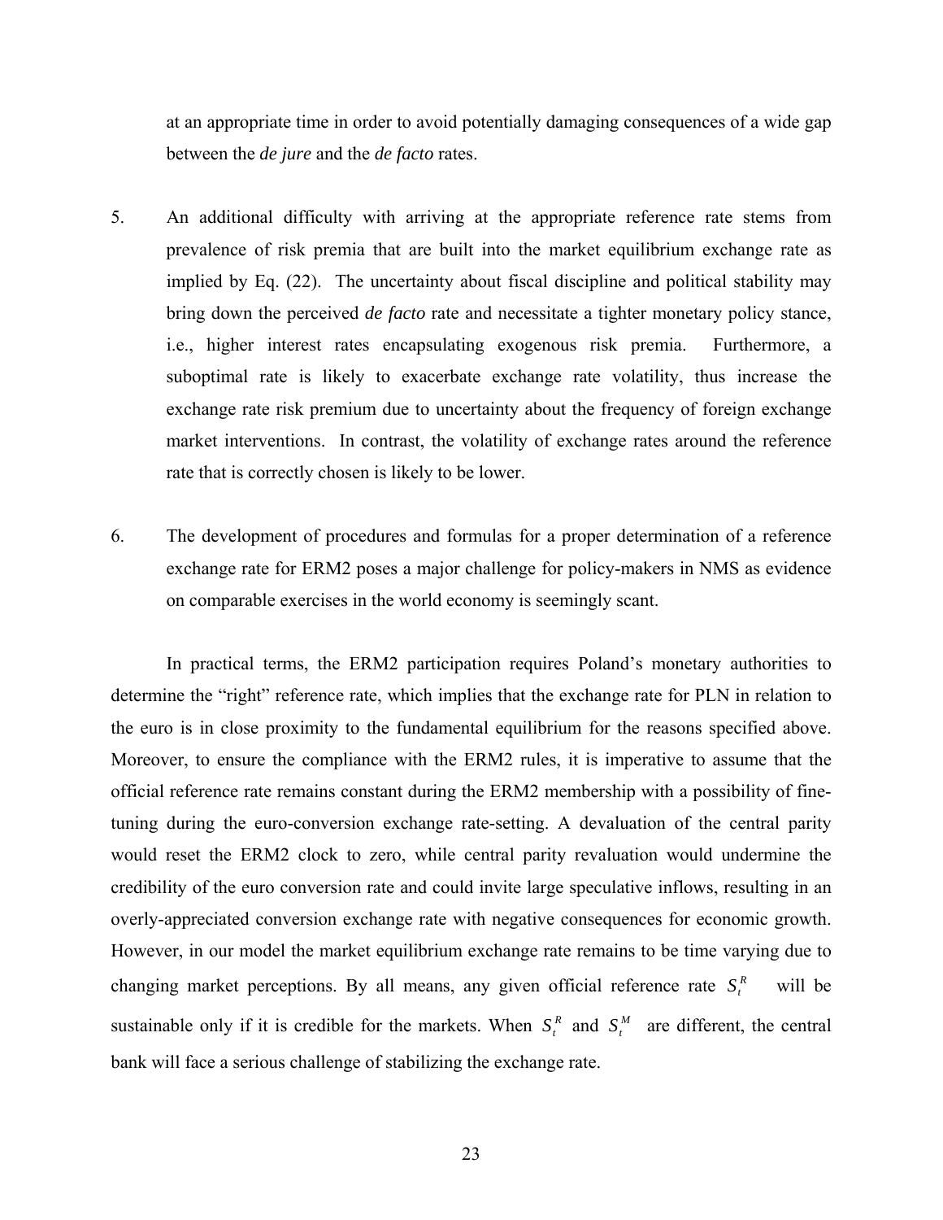at an appropriate time in order to avoid potentially damaging consequences of a wide gap between the *de jure* and the *de facto* rates.

5. An additional difficulty with arriving at the appropriate reference rate stems from prevalence of risk premia that are built into the market equilibrium exchange rate as implied by Eq. (22). The uncertainty about fiscal discipline and political stability may bring down the perceived *de facto* rate and necessitate a tighter monetary policy stance, i.e., higher interest rates encapsulating exogenous risk premia. Furthermore, a suboptimal rate is likely to exacerbate exchange rate volatility, thus increase the exchange rate risk premium due to uncertainty about the frequency of foreign exchange market interventions. In contrast, the volatility of exchange rates around the reference rate that is correctly chosen is likely to be lower.

6. The development of procedures and formulas for a proper determination of a reference exchange rate for ERM2 poses a major challenge for policy-makers in NMS as evidence on comparable exercises in the world economy is seemingly scant.

In practical terms, the ERM2 participation requires Poland's monetary authorities to determine the "right" reference rate, which implies that the exchange rate for PLN in relation to the euro is in close proximity to the fundamental equilibrium for the reasons specified above. Moreover, to ensure the compliance with the ERM2 rules, it is imperative to assume that the official reference rate remains constant during the ERM2 membership with a possibility of fine-tuning during the euro-conversion exchange rate-setting. A devaluation of the central parity would reset the ERM2 clock to zero, while central parity revaluation would undermine the credibility of the euro conversion rate and could invite large speculative inflows, resulting in an overly-appreciated conversion exchange rate with negative consequences for economic growth. However, in our model the market equilibrium exchange rate remains to be time varying due to changing market perceptions. By all means, any given official reference rate $S_t^R$ will be sustainable only if it is credible for the markets. When $S_t^R$ and $S_t^M$ are different, the central bank will face a serious challenge of stabilizing the exchange rate.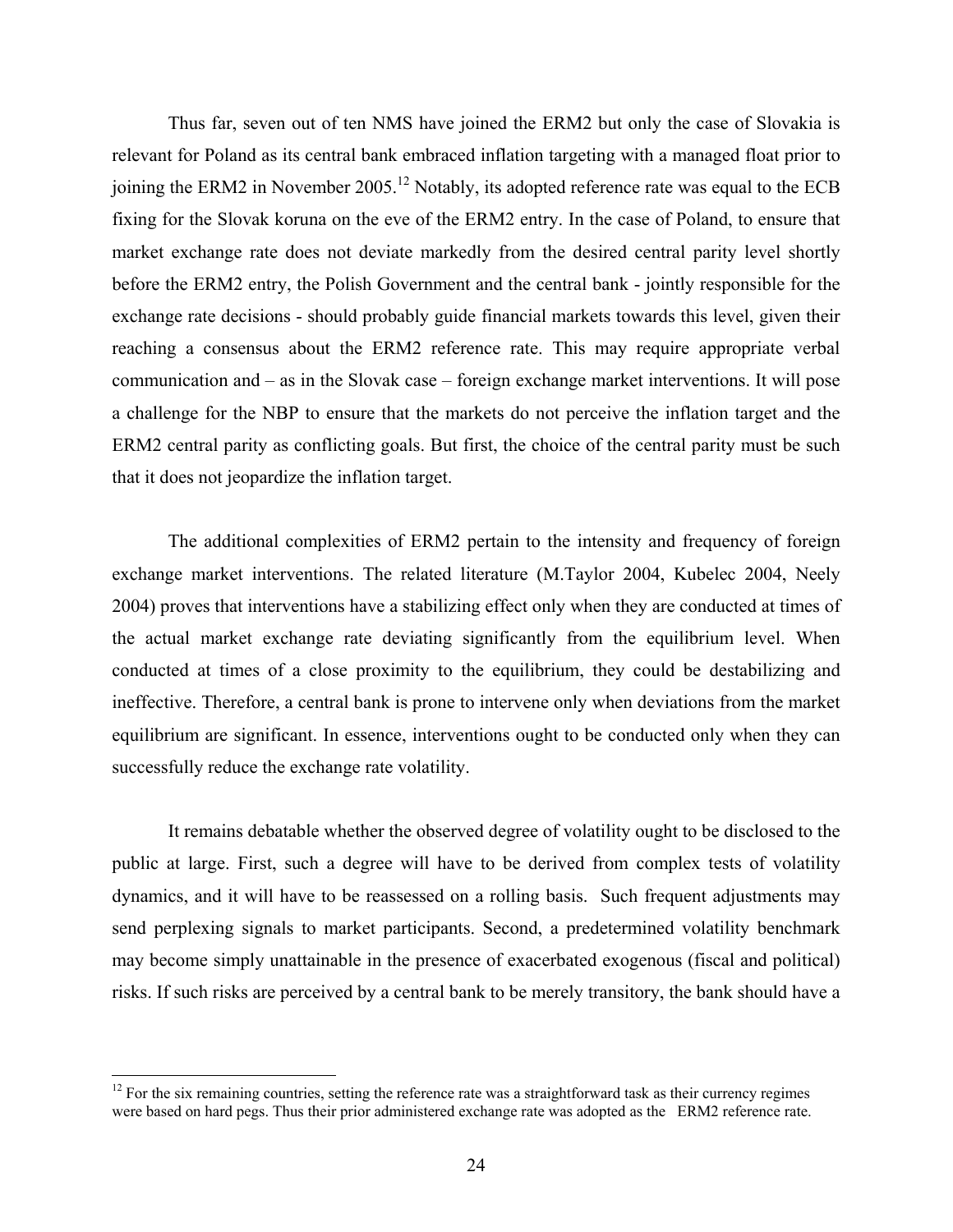Thus far, seven out of ten NMS have joined the ERM2 but only the case of Slovakia is relevant for Poland as its central bank embraced inflation targeting with a managed float prior to joining the ERM2 in November 2005.[12] Notably, its adopted reference rate was equal to the ECB fixing for the Slovak koruna on the eve of the ERM2 entry. In the case of Poland, to ensure that market exchange rate does not deviate markedly from the desired central parity level shortly before the ERM2 entry, the Polish Government and the central bank - jointly responsible for the exchange rate decisions - should probably guide financial markets towards this level, given their reaching a consensus about the ERM2 reference rate. This may require appropriate verbal communication and – as in the Slovak case – foreign exchange market interventions. It will pose a challenge for the NBP to ensure that the markets do not perceive the inflation target and the ERM2 central parity as conflicting goals. But first, the choice of the central parity must be such that it does not jeopardize the inflation target.

The additional complexities of ERM2 pertain to the intensity and frequency of foreign exchange market interventions. The related literature (M.Taylor 2004, Kubelec 2004, Neely 2004) proves that interventions have a stabilizing effect only when they are conducted at times of the actual market exchange rate deviating significantly from the equilibrium level. When conducted at times of a close proximity to the equilibrium, they could be destabilizing and ineffective. Therefore, a central bank is prone to intervene only when deviations from the market equilibrium are significant. In essence, interventions ought to be conducted only when they can successfully reduce the exchange rate volatility.

It remains debatable whether the observed degree of volatility ought to be disclosed to the public at large. First, such a degree will have to be derived from complex tests of volatility dynamics, and it will have to be reassessed on a rolling basis. Such frequent adjustments may send perplexing signals to market participants. Second, a predetermined volatility benchmark may become simply unattainable in the presence of exacerbated exogenous (fiscal and political) risks. If such risks are perceived by a central bank to be merely transitory, the bank should have a

[12] For the six remaining countries, setting the reference rate was a straightforward task as their currency regimes were based on hard pegs. Thus their prior administered exchange rate was adopted as the ERM2 reference rate.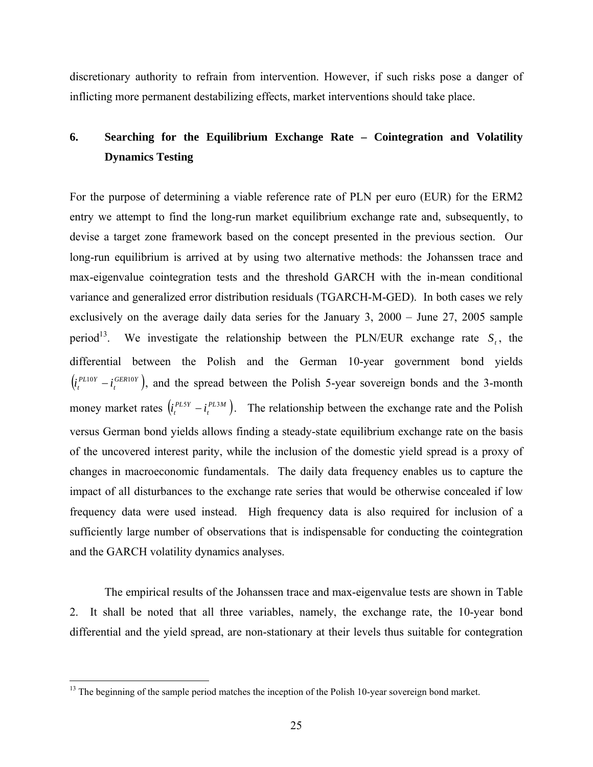discretionary authority to refrain from intervention. However, if such risks pose a danger of inflicting more permanent destabilizing effects, market interventions should take place.

## 6. Searching for the Equilibrium Exchange Rate – Cointegration and Volatility Dynamics Testing

For the purpose of determining a viable reference rate of PLN per euro (EUR) for the ERM2 entry we attempt to find the long-run market equilibrium exchange rate and, subsequently, to devise a target zone framework based on the concept presented in the previous section. Our long-run equilibrium is arrived at by using two alternative methods: the Johanssen trace and max-eigenvalue cointegration tests and the threshold GARCH with the in-mean conditional variance and generalized error distribution residuals (TGARCH-M-GED). In both cases we rely exclusively on the average daily data series for the January 3, 2000 – June 27, 2005 sample period[13]. We investigate the relationship between the PLN/EUR exchange rate $S_t$, the differential between the Polish and the German 10-year government bond yields $\left(i_t^{PL10Y} - i_t^{GER10Y}\right)$, and the spread between the Polish 5-year sovereign bonds and the 3-month money market rates $\left(i_t^{PL5Y} - i_t^{PL3M}\right)$. The relationship between the exchange rate and the Polish versus German bond yields allows finding a steady-state equilibrium exchange rate on the basis of the uncovered interest parity, while the inclusion of the domestic yield spread is a proxy of changes in macroeconomic fundamentals. The daily data frequency enables us to capture the impact of all disturbances to the exchange rate series that would be otherwise concealed if low frequency data were used instead. High frequency data is also required for inclusion of a sufficiently large number of observations that is indispensable for conducting the cointegration and the GARCH volatility dynamics analyses.

The empirical results of the Johanssen trace and max-eigenvalue tests are shown in Table 2. It shall be noted that all three variables, namely, the exchange rate, the 10-year bond differential and the yield spread, are non-stationary at their levels thus suitable for contegration

[13] The beginning of the sample period matches the inception of the Polish 10-year sovereign bond market.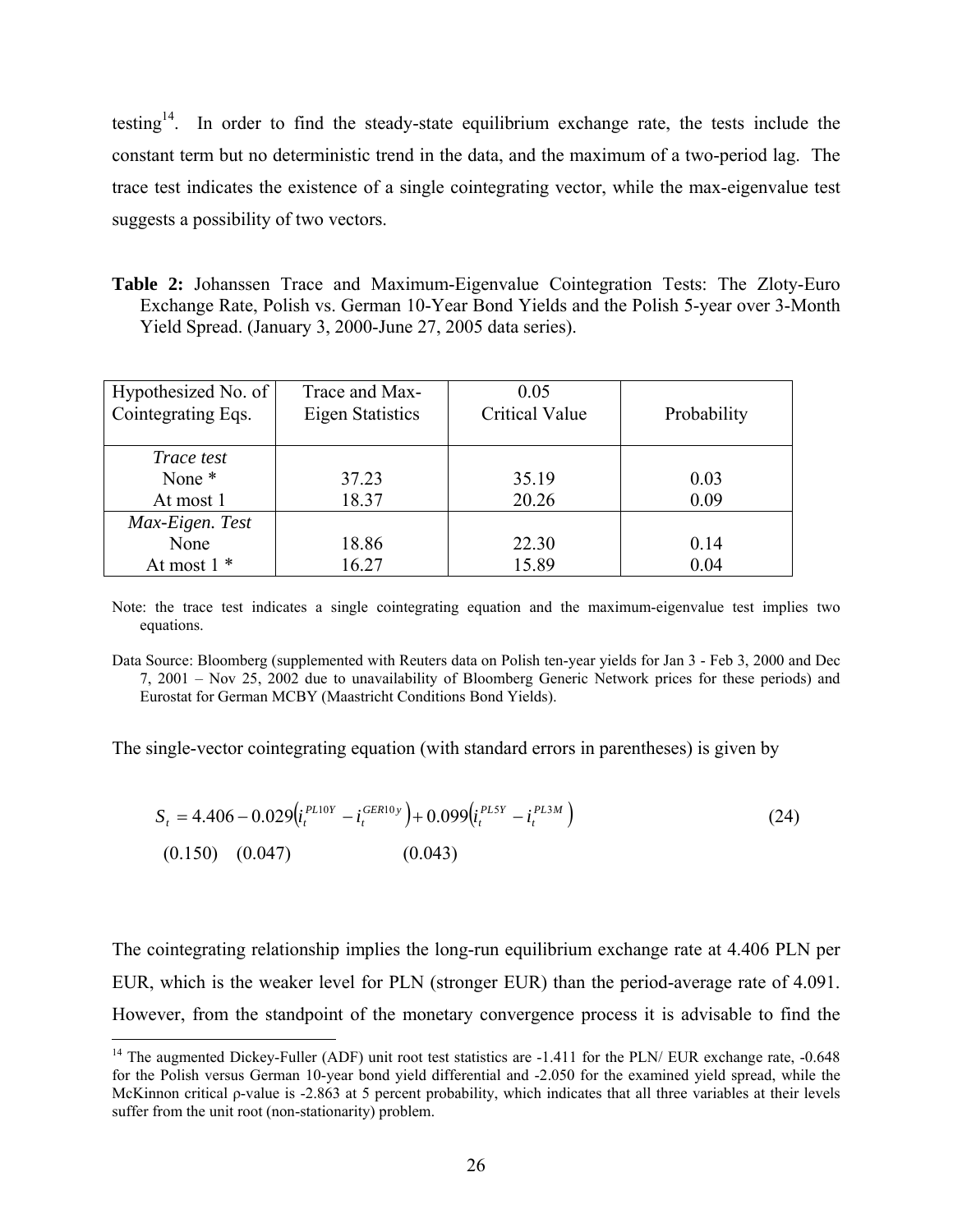testing[14]. In order to find the steady-state equilibrium exchange rate, the tests include the constant term but no deterministic trend in the data, and the maximum of a two-period lag. The trace test indicates the existence of a single cointegrating vector, while the max-eigenvalue test suggests a possibility of two vectors.

**Table 2:** Johanssen Trace and Maximum-Eigenvalue Cointegration Tests: The Zloty-Euro Exchange Rate, Polish vs. German 10-Year Bond Yields and the Polish 5-year over 3-Month Yield Spread. (January 3, 2000-June 27, 2005 data series).

| Hypothesized No. of Cointegrating Eqs. | Trace and Max-Eigen Statistics | 0.05 Critical Value | Probability |
|---|---|---|---|
| *Trace test* | | | |
| None * | 37.23 | 35.19 | 0.03 |
| At most 1 | 18.37 | 20.26 | 0.09 |
| *Max-Eigen. Test* | | | |
| None | 18.86 | 22.30 | 0.14 |
| At most 1 * | 16.27 | 15.89 | 0.04 |

Note: the trace test indicates a single cointegrating equation and the maximum-eigenvalue test implies two equations.

Data Source: Bloomberg (supplemented with Reuters data on Polish ten-year yields for Jan 3 - Feb 3, 2000 and Dec 7, 2001 – Nov 25, 2002 due to unavailability of Bloomberg Generic Network prices for these periods) and Eurostat for German MCBY (Maastricht Conditions Bond Yields).

The single-vector cointegrating equation (with standard errors in parentheses) is given by

$$S_t = 4.406 - 0.029\left(i_t^{PL10Y} - i_t^{GER10y}\right) + 0.099\left(i_t^{PL5Y} - i_t^{PL3M}\right) \tag{24}$$

(0.150) (0.047) (0.043)

The cointegrating relationship implies the long-run equilibrium exchange rate at 4.406 PLN per EUR, which is the weaker level for PLN (stronger EUR) than the period-average rate of 4.091. However, from the standpoint of the monetary convergence process it is advisable to find the

[14] The augmented Dickey-Fuller (ADF) unit root test statistics are -1.411 for the PLN/ EUR exchange rate, -0.648 for the Polish versus German 10-year bond yield differential and -2.050 for the examined yield spread, while the McKinnon critical ρ-value is -2.863 at 5 percent probability, which indicates that all three variables at their levels suffer from the unit root (non-stationarity) problem.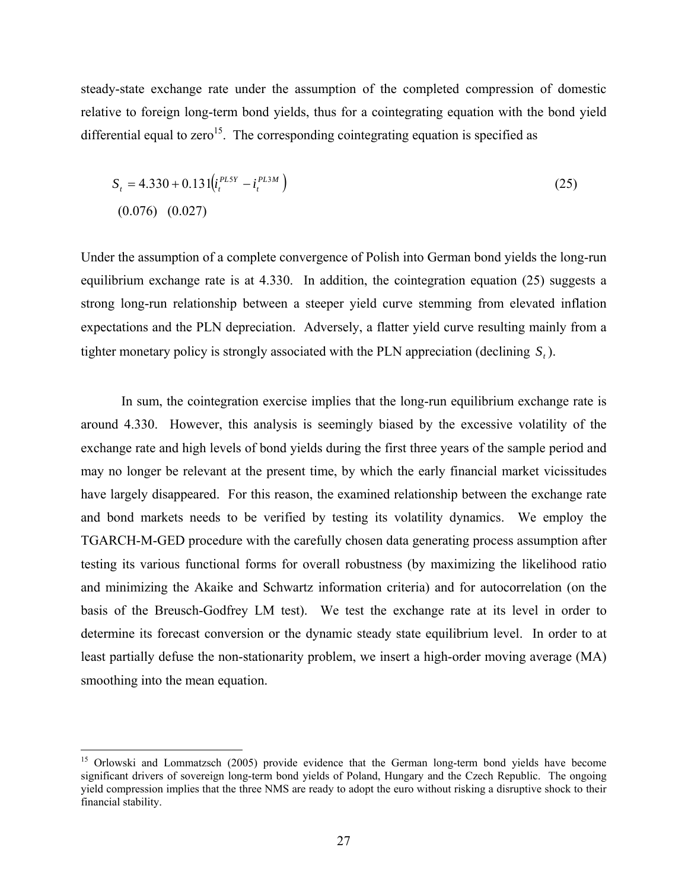steady-state exchange rate under the assumption of the completed compression of domestic relative to foreign long-term bond yields, thus for a cointegrating equation with the bond yield differential equal to zero[15]. The corresponding cointegrating equation is specified as

$$S_t = \underset{(0.076)}{4.330} + \underset{(0.027)}{0.131}\left(i_t^{PL5Y} - i_t^{PL3M}\right) \tag{25}$$

Under the assumption of a complete convergence of Polish into German bond yields the long-run equilibrium exchange rate is at 4.330. In addition, the cointegration equation (25) suggests a strong long-run relationship between a steeper yield curve stemming from elevated inflation expectations and the PLN depreciation. Adversely, a flatter yield curve resulting mainly from a tighter monetary policy is strongly associated with the PLN appreciation (declining $S_t$).

In sum, the cointegration exercise implies that the long-run equilibrium exchange rate is around 4.330. However, this analysis is seemingly biased by the excessive volatility of the exchange rate and high levels of bond yields during the first three years of the sample period and may no longer be relevant at the present time, by which the early financial market vicissitudes have largely disappeared. For this reason, the examined relationship between the exchange rate and bond markets needs to be verified by testing its volatility dynamics. We employ the TGARCH-M-GED procedure with the carefully chosen data generating process assumption after testing its various functional forms for overall robustness (by maximizing the likelihood ratio and minimizing the Akaike and Schwartz information criteria) and for autocorrelation (on the basis of the Breusch-Godfrey LM test). We test the exchange rate at its level in order to determine its forecast conversion or the dynamic steady state equilibrium level. In order to at least partially defuse the non-stationarity problem, we insert a high-order moving average (MA) smoothing into the mean equation.

---

[15] Orlowski and Lommatzsch (2005) provide evidence that the German long-term bond yields have become significant drivers of sovereign long-term bond yields of Poland, Hungary and the Czech Republic. The ongoing yield compression implies that the three NMS are ready to adopt the euro without risking a disruptive shock to their financial stability.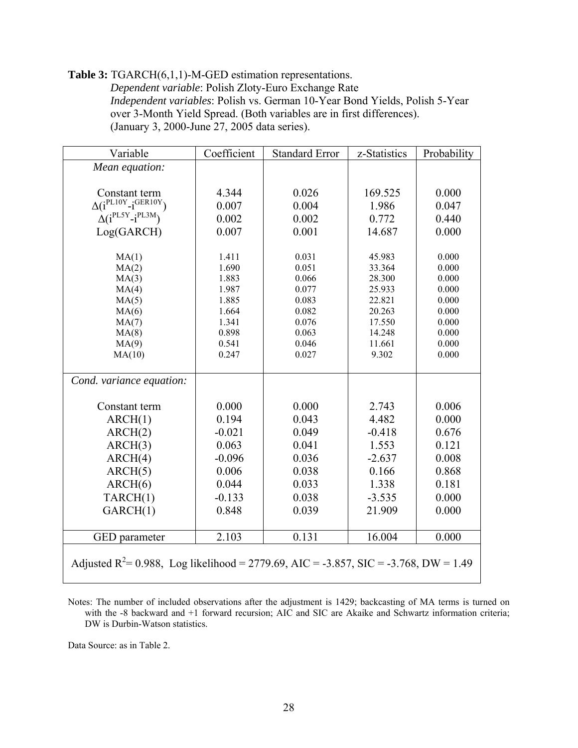**Table 3:** TGARCH(6,1,1)-M-GED estimation representations.
*Dependent variable*: Polish Zloty-Euro Exchange Rate
*Independent variables*: Polish vs. German 10-Year Bond Yields, Polish 5-Year over 3-Month Yield Spread. (Both variables are in first differences).
(January 3, 2000-June 27, 2005 data series).

| Variable | Coefficient | Standard Error | z-Statistics | Probability |
|---|---|---|---|---|
| *Mean equation:* | | | | |
| Constant term | 4.344 | 0.026 | 169.525 | 0.000 |
| $\Delta(i^{PL10Y}-i^{GER10Y})$ | 0.007 | 0.004 | 1.986 | 0.047 |
| $\Delta(i^{PL5Y}-i^{PL3M})$ | 0.002 | 0.002 | 0.772 | 0.440 |
| Log(GARCH) | 0.007 | 0.001 | 14.687 | 0.000 |
| MA(1) | 1.411 | 0.031 | 45.983 | 0.000 |
| MA(2) | 1.690 | 0.051 | 33.364 | 0.000 |
| MA(3) | 1.883 | 0.066 | 28.300 | 0.000 |
| MA(4) | 1.987 | 0.077 | 25.933 | 0.000 |
| MA(5) | 1.885 | 0.083 | 22.821 | 0.000 |
| MA(6) | 1.664 | 0.082 | 20.263 | 0.000 |
| MA(7) | 1.341 | 0.076 | 17.550 | 0.000 |
| MA(8) | 0.898 | 0.063 | 14.248 | 0.000 |
| MA(9) | 0.541 | 0.046 | 11.661 | 0.000 |
| MA(10) | 0.247 | 0.027 | 9.302 | 0.000 |
| *Cond. variance equation:* | | | | |
| Constant term | 0.000 | 0.000 | 2.743 | 0.006 |
| ARCH(1) | 0.194 | 0.043 | 4.482 | 0.000 |
| ARCH(2) | -0.021 | 0.049 | -0.418 | 0.676 |
| ARCH(3) | 0.063 | 0.041 | 1.553 | 0.121 |
| ARCH(4) | -0.096 | 0.036 | -2.637 | 0.008 |
| ARCH(5) | 0.006 | 0.038 | 0.166 | 0.868 |
| ARCH(6) | 0.044 | 0.033 | 1.338 | 0.181 |
| TARCH(1) | -0.133 | 0.038 | -3.535 | 0.000 |
| GARCH(1) | 0.848 | 0.039 | 21.909 | 0.000 |
| GED parameter | 2.103 | 0.131 | 16.004 | 0.000 |
| Adjusted $R^2$= 0.988, Log likelihood = 2779.69, AIC = -3.857, SIC = -3.768, DW = 1.49 | | | | |

Notes: The number of included observations after the adjustment is 1429; backcasting of MA terms is turned on with the -8 backward and +1 forward recursion; AIC and SIC are Akaike and Schwartz information criteria; DW is Durbin-Watson statistics.

Data Source: as in Table 2.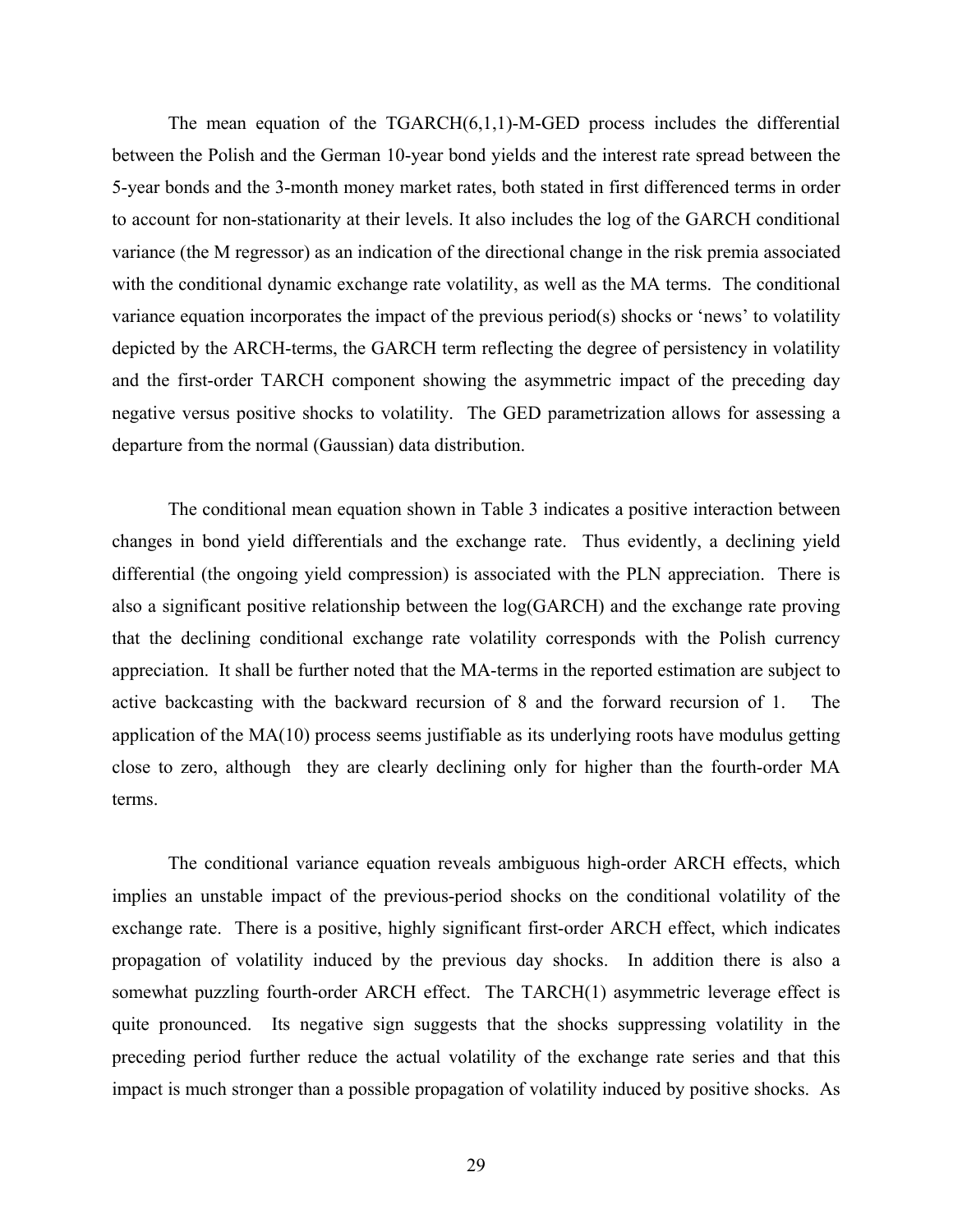The mean equation of the TGARCH(6,1,1)-M-GED process includes the differential between the Polish and the German 10-year bond yields and the interest rate spread between the 5-year bonds and the 3-month money market rates, both stated in first differenced terms in order to account for non-stationarity at their levels. It also includes the log of the GARCH conditional variance (the M regressor) as an indication of the directional change in the risk premia associated with the conditional dynamic exchange rate volatility, as well as the MA terms. The conditional variance equation incorporates the impact of the previous period(s) shocks or 'news' to volatility depicted by the ARCH-terms, the GARCH term reflecting the degree of persistency in volatility and the first-order TARCH component showing the asymmetric impact of the preceding day negative versus positive shocks to volatility. The GED parametrization allows for assessing a departure from the normal (Gaussian) data distribution.

The conditional mean equation shown in Table 3 indicates a positive interaction between changes in bond yield differentials and the exchange rate. Thus evidently, a declining yield differential (the ongoing yield compression) is associated with the PLN appreciation. There is also a significant positive relationship between the log(GARCH) and the exchange rate proving that the declining conditional exchange rate volatility corresponds with the Polish currency appreciation. It shall be further noted that the MA-terms in the reported estimation are subject to active backcasting with the backward recursion of 8 and the forward recursion of 1. The application of the MA(10) process seems justifiable as its underlying roots have modulus getting close to zero, although they are clearly declining only for higher than the fourth-order MA terms.

The conditional variance equation reveals ambiguous high-order ARCH effects, which implies an unstable impact of the previous-period shocks on the conditional volatility of the exchange rate. There is a positive, highly significant first-order ARCH effect, which indicates propagation of volatility induced by the previous day shocks. In addition there is also a somewhat puzzling fourth-order ARCH effect. The TARCH(1) asymmetric leverage effect is quite pronounced. Its negative sign suggests that the shocks suppressing volatility in the preceding period further reduce the actual volatility of the exchange rate series and that this impact is much stronger than a possible propagation of volatility induced by positive shocks. As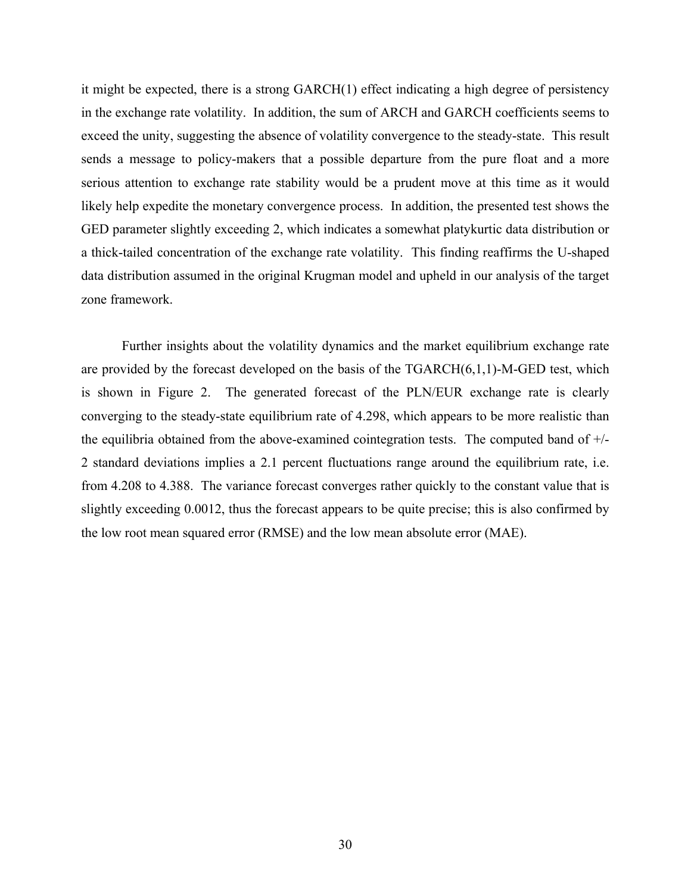it might be expected, there is a strong GARCH(1) effect indicating a high degree of persistency in the exchange rate volatility. In addition, the sum of ARCH and GARCH coefficients seems to exceed the unity, suggesting the absence of volatility convergence to the steady-state. This result sends a message to policy-makers that a possible departure from the pure float and a more serious attention to exchange rate stability would be a prudent move at this time as it would likely help expedite the monetary convergence process. In addition, the presented test shows the GED parameter slightly exceeding 2, which indicates a somewhat platykurtic data distribution or a thick-tailed concentration of the exchange rate volatility. This finding reaffirms the U-shaped data distribution assumed in the original Krugman model and upheld in our analysis of the target zone framework.

Further insights about the volatility dynamics and the market equilibrium exchange rate are provided by the forecast developed on the basis of the TGARCH(6,1,1)-M-GED test, which is shown in Figure 2. The generated forecast of the PLN/EUR exchange rate is clearly converging to the steady-state equilibrium rate of 4.298, which appears to be more realistic than the equilibria obtained from the above-examined cointegration tests. The computed band of +/- 2 standard deviations implies a 2.1 percent fluctuations range around the equilibrium rate, i.e. from 4.208 to 4.388. The variance forecast converges rather quickly to the constant value that is slightly exceeding 0.0012, thus the forecast appears to be quite precise; this is also confirmed by the low root mean squared error (RMSE) and the low mean absolute error (MAE).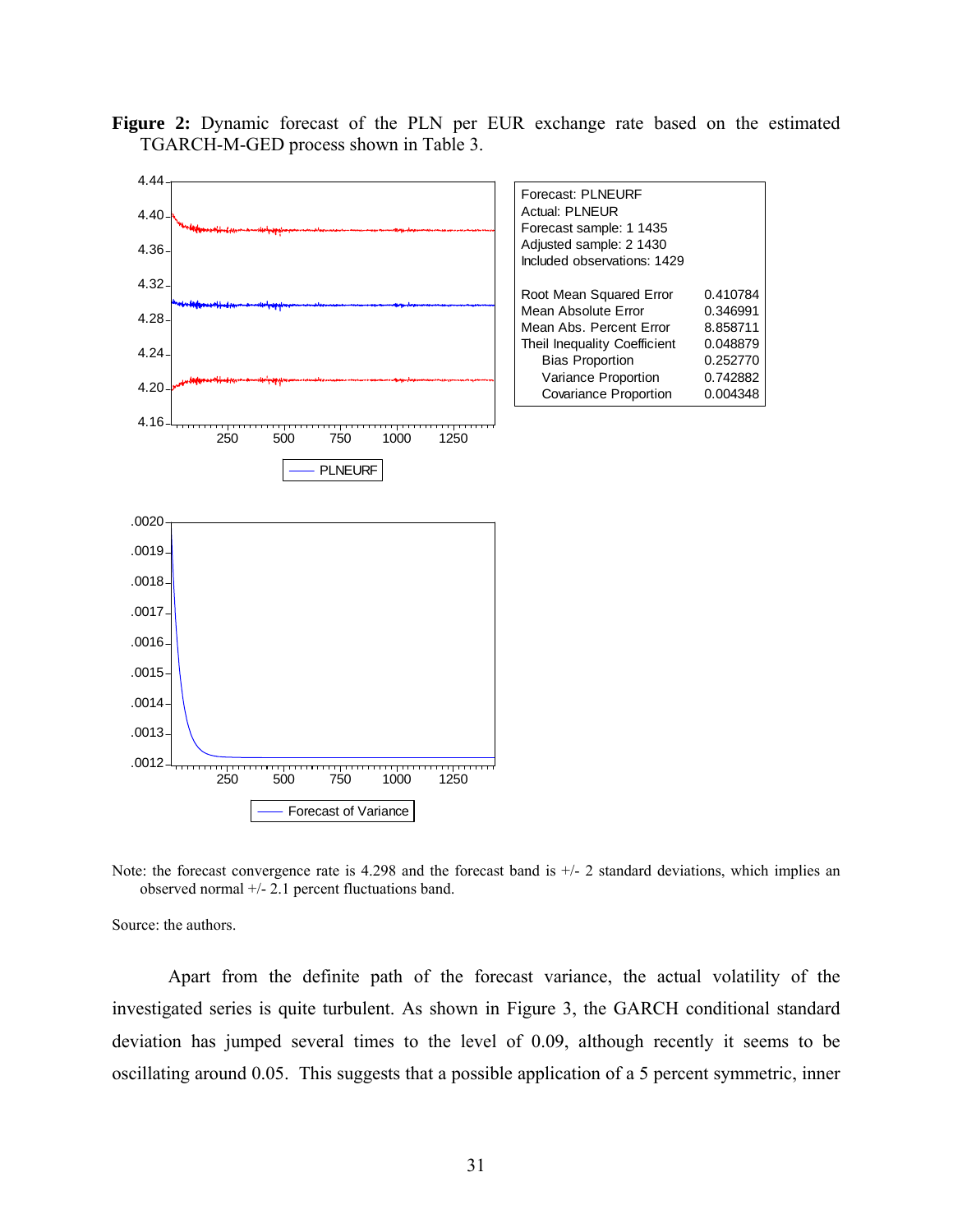**Figure 2:** Dynamic forecast of the PLN per EUR exchange rate based on the estimated TGARCH-M-GED process shown in Table 3.

| Forecast: PLNEURF | |
|---|---|
| Actual: PLNEUR | |
| Forecast sample: 1 1435 | |
| Adjusted sample: 2 1430 | |
| Included observations: 1429 | |
| Root Mean Squared Error | 0.410784 |
| Mean Absolute Error | 0.346991 |
| Mean Abs. Percent Error | 8.858711 |
| Theil Inequality Coefficient | 0.048879 |
| Bias Proportion | 0.252770 |
| Variance Proportion | 0.742882 |
| Covariance Proportion | 0.004348 |

Note: the forecast convergence rate is 4.298 and the forecast band is +/- 2 standard deviations, which implies an observed normal +/- 2.1 percent fluctuations band.

Source: the authors.

Apart from the definite path of the forecast variance, the actual volatility of the investigated series is quite turbulent. As shown in Figure 3, the GARCH conditional standard deviation has jumped several times to the level of 0.09, although recently it seems to be oscillating around 0.05. This suggests that a possible application of a 5 percent symmetric, inner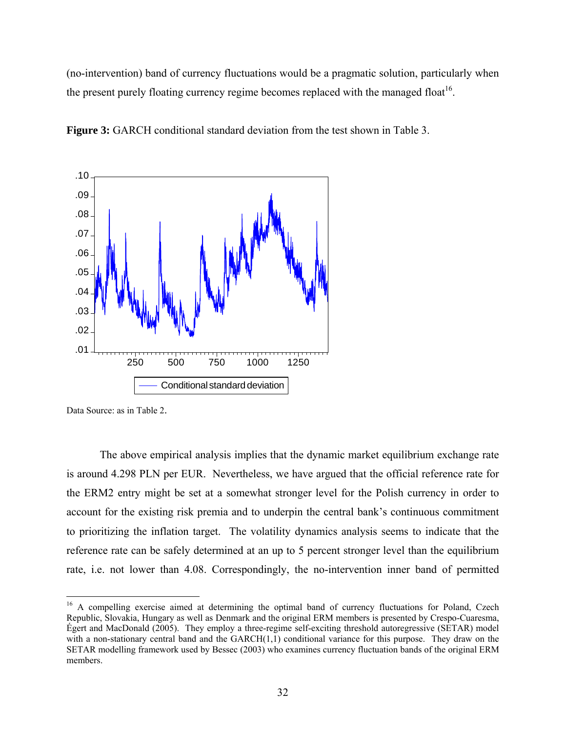(no-intervention) band of currency fluctuations would be a pragmatic solution, particularly when the present purely floating currency regime becomes replaced with the managed float[16].

**Figure 3:** GARCH conditional standard deviation from the test shown in Table 3.

Data Source: as in Table 2.

The above empirical analysis implies that the dynamic market equilibrium exchange rate is around 4.298 PLN per EUR. Nevertheless, we have argued that the official reference rate for the ERM2 entry might be set at a somewhat stronger level for the Polish currency in order to account for the existing risk premia and to underpin the central bank's continuous commitment to prioritizing the inflation target. The volatility dynamics analysis seems to indicate that the reference rate can be safely determined at an up to 5 percent stronger level than the equilibrium rate, i.e. not lower than 4.08. Correspondingly, the no-intervention inner band of permitted

---

[16] A compelling exercise aimed at determining the optimal band of currency fluctuations for Poland, Czech Republic, Slovakia, Hungary as well as Denmark and the original ERM members is presented by Crespo-Cuaresma, Égert and MacDonald (2005). They employ a three-regime self-exciting threshold autoregressive (SETAR) model with a non-stationary central band and the GARCH(1,1) conditional variance for this purpose. They draw on the SETAR modelling framework used by Bessec (2003) who examines currency fluctuation bands of the original ERM members.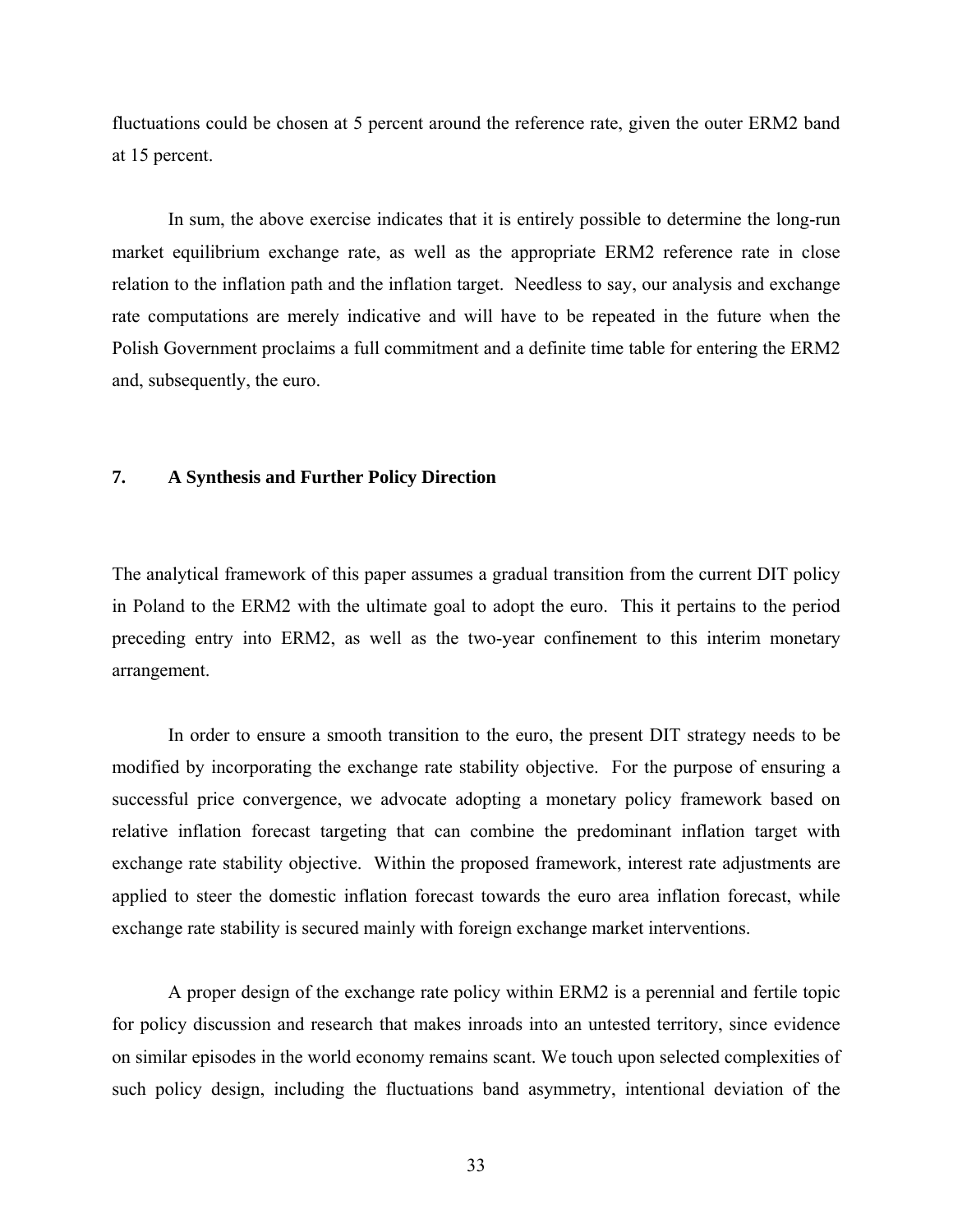fluctuations could be chosen at 5 percent around the reference rate, given the outer ERM2 band at 15 percent.

In sum, the above exercise indicates that it is entirely possible to determine the long-run market equilibrium exchange rate, as well as the appropriate ERM2 reference rate in close relation to the inflation path and the inflation target. Needless to say, our analysis and exchange rate computations are merely indicative and will have to be repeated in the future when the Polish Government proclaims a full commitment and a definite time table for entering the ERM2 and, subsequently, the euro.

## 7. A Synthesis and Further Policy Direction

The analytical framework of this paper assumes a gradual transition from the current DIT policy in Poland to the ERM2 with the ultimate goal to adopt the euro. This it pertains to the period preceding entry into ERM2, as well as the two-year confinement to this interim monetary arrangement.

In order to ensure a smooth transition to the euro, the present DIT strategy needs to be modified by incorporating the exchange rate stability objective. For the purpose of ensuring a successful price convergence, we advocate adopting a monetary policy framework based on relative inflation forecast targeting that can combine the predominant inflation target with exchange rate stability objective. Within the proposed framework, interest rate adjustments are applied to steer the domestic inflation forecast towards the euro area inflation forecast, while exchange rate stability is secured mainly with foreign exchange market interventions.

A proper design of the exchange rate policy within ERM2 is a perennial and fertile topic for policy discussion and research that makes inroads into an untested territory, since evidence on similar episodes in the world economy remains scant. We touch upon selected complexities of such policy design, including the fluctuations band asymmetry, intentional deviation of the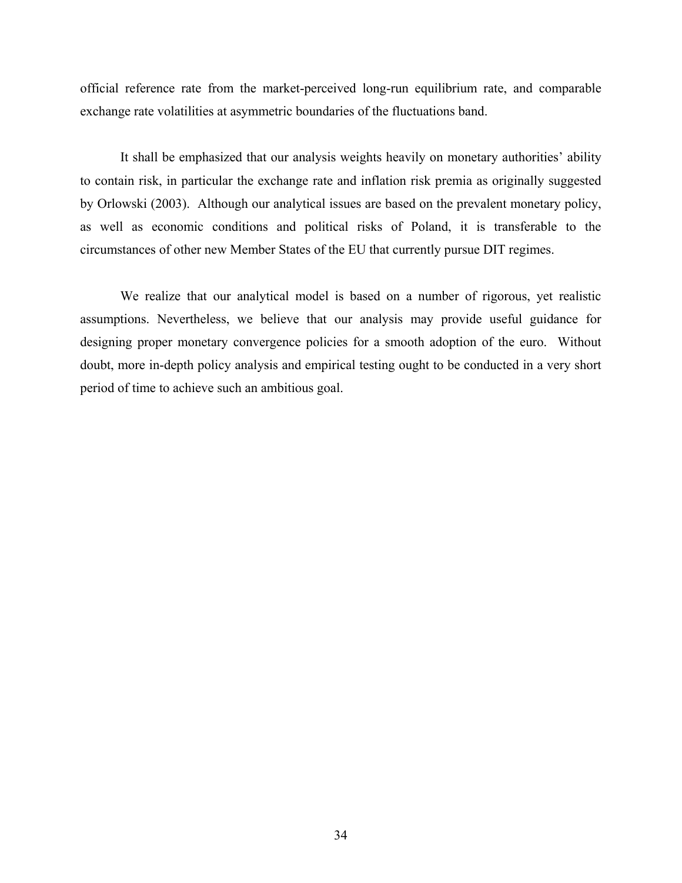official reference rate from the market-perceived long-run equilibrium rate, and comparable exchange rate volatilities at asymmetric boundaries of the fluctuations band.

It shall be emphasized that our analysis weights heavily on monetary authorities' ability to contain risk, in particular the exchange rate and inflation risk premia as originally suggested by Orlowski (2003). Although our analytical issues are based on the prevalent monetary policy, as well as economic conditions and political risks of Poland, it is transferable to the circumstances of other new Member States of the EU that currently pursue DIT regimes.

We realize that our analytical model is based on a number of rigorous, yet realistic assumptions. Nevertheless, we believe that our analysis may provide useful guidance for designing proper monetary convergence policies for a smooth adoption of the euro. Without doubt, more in-depth policy analysis and empirical testing ought to be conducted in a very short period of time to achieve such an ambitious goal.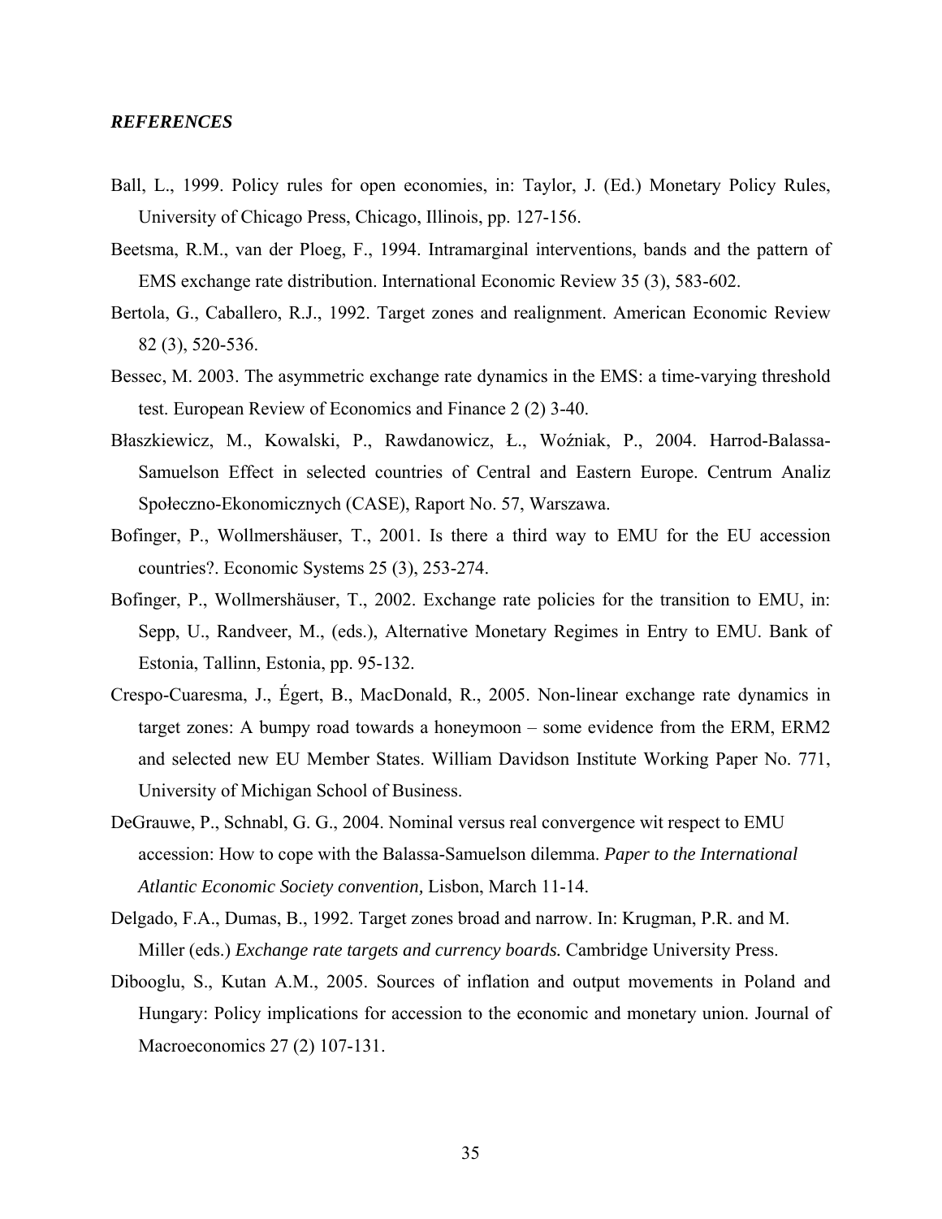***REFERENCES***

Ball, L., 1999. Policy rules for open economies, in: Taylor, J. (Ed.) Monetary Policy Rules, University of Chicago Press, Chicago, Illinois, pp. 127-156.

Beetsma, R.M., van der Ploeg, F., 1994. Intramarginal interventions, bands and the pattern of EMS exchange rate distribution. International Economic Review 35 (3), 583-602.

Bertola, G., Caballero, R.J., 1992. Target zones and realignment. American Economic Review 82 (3), 520-536.

Bessec, M. 2003. The asymmetric exchange rate dynamics in the EMS: a time-varying threshold test. European Review of Economics and Finance 2 (2) 3-40.

Błaszkiewicz, M., Kowalski, P., Rawdanowicz, Ł., Woźniak, P., 2004. Harrod-Balassa-Samuelson Effect in selected countries of Central and Eastern Europe. Centrum Analiz Społeczno-Ekonomicznych (CASE), Raport No. 57, Warszawa.

Bofinger, P., Wollmershäuser, T., 2001. Is there a third way to EMU for the EU accession countries?. Economic Systems 25 (3), 253-274.

Bofinger, P., Wollmershäuser, T., 2002. Exchange rate policies for the transition to EMU, in: Sepp, U., Randveer, M., (eds.), Alternative Monetary Regimes in Entry to EMU. Bank of Estonia, Tallinn, Estonia, pp. 95-132.

Crespo-Cuaresma, J., Égert, B., MacDonald, R., 2005. Non-linear exchange rate dynamics in target zones: A bumpy road towards a honeymoon – some evidence from the ERM, ERM2 and selected new EU Member States. William Davidson Institute Working Paper No. 771, University of Michigan School of Business.

DeGrauwe, P., Schnabl, G. G., 2004. Nominal versus real convergence wit respect to EMU accession: How to cope with the Balassa-Samuelson dilemma. *Paper to the International Atlantic Economic Society convention,* Lisbon, March 11-14.

Delgado, F.A., Dumas, B., 1992. Target zones broad and narrow. In: Krugman, P.R. and M. Miller (eds.) *Exchange rate targets and currency boards.* Cambridge University Press.

Dibooglu, S., Kutan A.M., 2005. Sources of inflation and output movements in Poland and Hungary: Policy implications for accession to the economic and monetary union. Journal of Macroeconomics 27 (2) 107-131.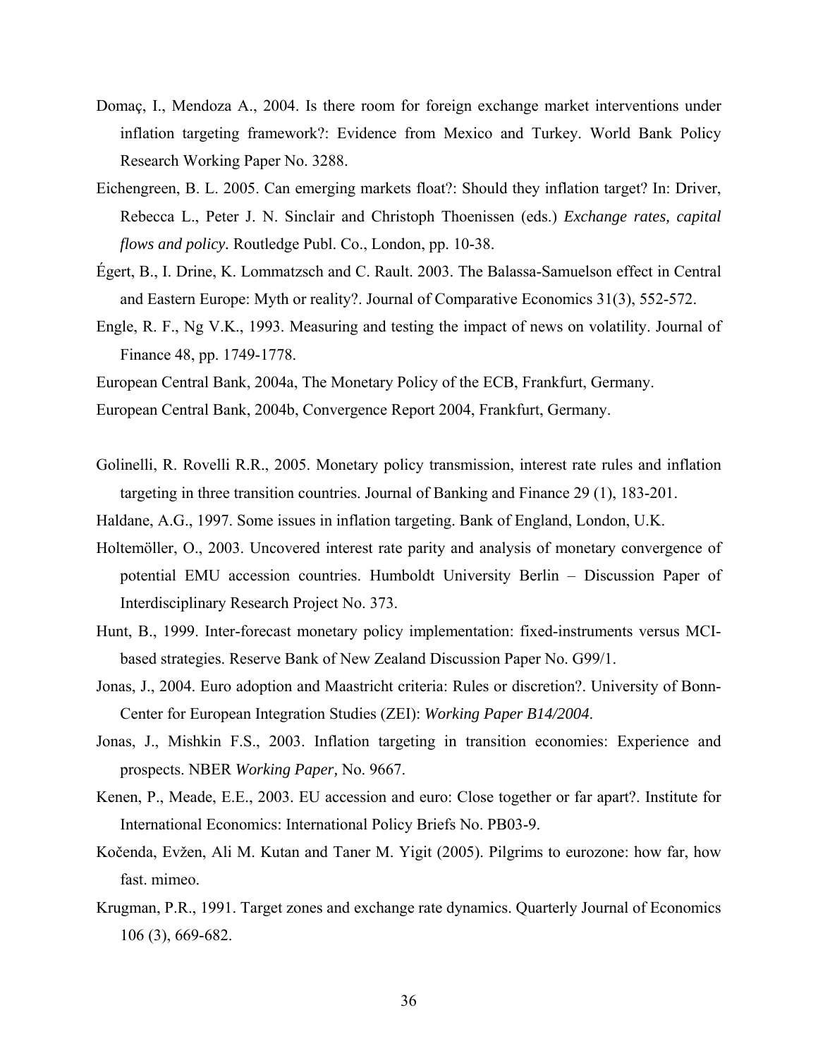Domaç, I., Mendoza A., 2004. Is there room for foreign exchange market interventions under inflation targeting framework?: Evidence from Mexico and Turkey. World Bank Policy Research Working Paper No. 3288.

Eichengreen, B. L. 2005. Can emerging markets float?: Should they inflation target? In: Driver, Rebecca L., Peter J. N. Sinclair and Christoph Thoenissen (eds.) *Exchange rates, capital flows and policy.* Routledge Publ. Co., London, pp. 10-38.

Égert, B., I. Drine, K. Lommatzsch and C. Rault. 2003. The Balassa-Samuelson effect in Central and Eastern Europe: Myth or reality?. Journal of Comparative Economics 31(3), 552-572.

Engle, R. F., Ng V.K., 1993. Measuring and testing the impact of news on volatility. Journal of Finance 48, pp. 1749-1778.

European Central Bank, 2004a, The Monetary Policy of the ECB, Frankfurt, Germany.

European Central Bank, 2004b, Convergence Report 2004, Frankfurt, Germany.

Golinelli, R. Rovelli R.R., 2005. Monetary policy transmission, interest rate rules and inflation targeting in three transition countries. Journal of Banking and Finance 29 (1), 183-201.

Haldane, A.G., 1997. Some issues in inflation targeting. Bank of England, London, U.K.

Holtemöller, O., 2003. Uncovered interest rate parity and analysis of monetary convergence of potential EMU accession countries. Humboldt University Berlin – Discussion Paper of Interdisciplinary Research Project No. 373.

Hunt, B., 1999. Inter-forecast monetary policy implementation: fixed-instruments versus MCI-based strategies. Reserve Bank of New Zealand Discussion Paper No. G99/1.

Jonas, J., 2004. Euro adoption and Maastricht criteria: Rules or discretion?. University of Bonn-Center for European Integration Studies (ZEI): *Working Paper B14/2004*.

Jonas, J., Mishkin F.S., 2003. Inflation targeting in transition economies: Experience and prospects. NBER *Working Paper,* No. 9667.

Kenen, P., Meade, E.E., 2003. EU accession and euro: Close together or far apart?. Institute for International Economics: International Policy Briefs No. PB03-9.

Kočenda, Evžen, Ali M. Kutan and Taner M. Yigit (2005). Pilgrims to eurozone: how far, how fast. mimeo.

Krugman, P.R., 1991. Target zones and exchange rate dynamics. Quarterly Journal of Economics 106 (3), 669-682.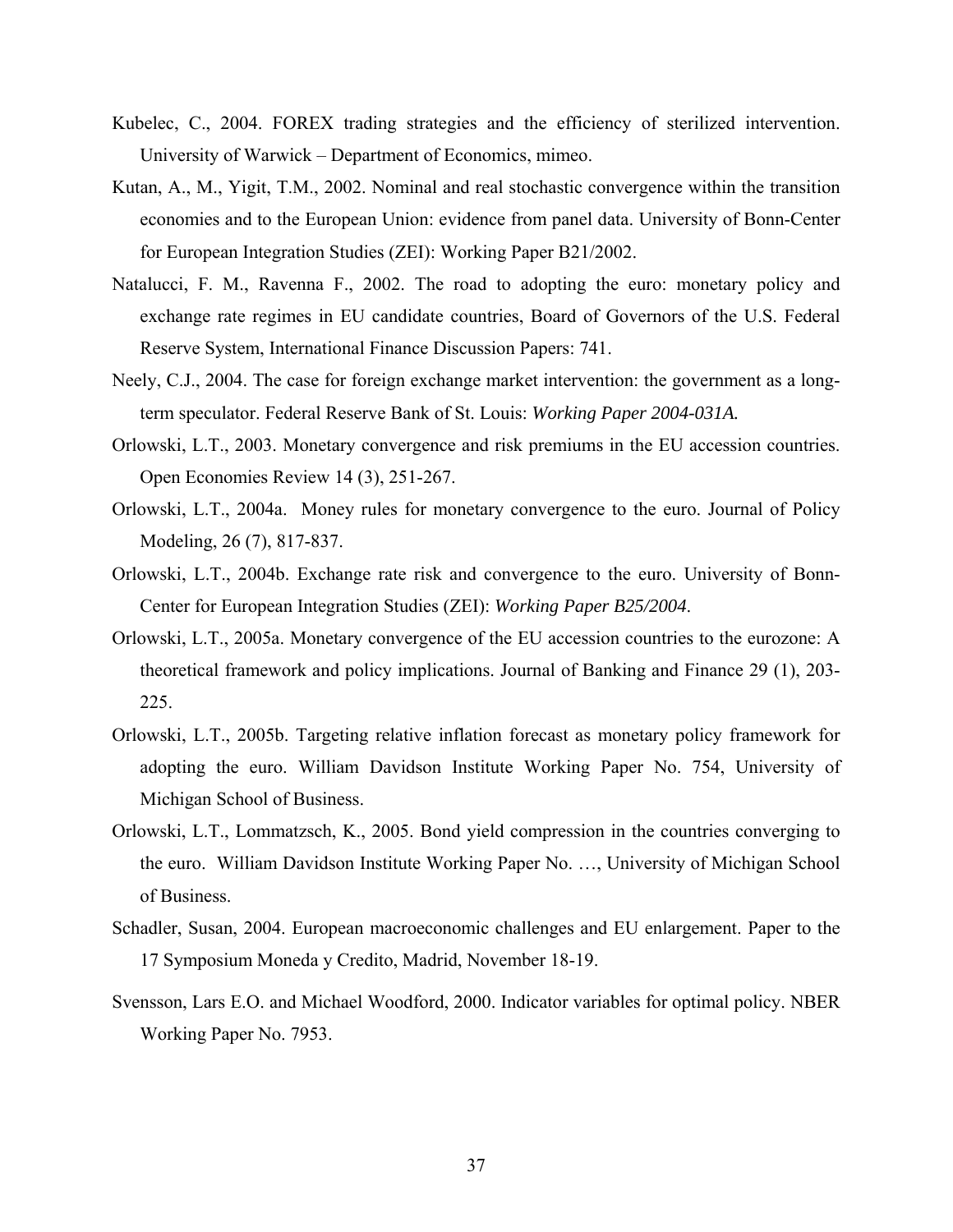Kubelec, C., 2004. FOREX trading strategies and the efficiency of sterilized intervention. University of Warwick – Department of Economics, mimeo.

Kutan, A., M., Yigit, T.M., 2002. Nominal and real stochastic convergence within the transition economies and to the European Union: evidence from panel data. University of Bonn-Center for European Integration Studies (ZEI): Working Paper B21/2002.

Natalucci, F. M., Ravenna F., 2002. The road to adopting the euro: monetary policy and exchange rate regimes in EU candidate countries, Board of Governors of the U.S. Federal Reserve System, International Finance Discussion Papers: 741.

Neely, C.J., 2004. The case for foreign exchange market intervention: the government as a long-term speculator. Federal Reserve Bank of St. Louis: *Working Paper 2004-031A.*

Orlowski, L.T., 2003. Monetary convergence and risk premiums in the EU accession countries. Open Economies Review 14 (3), 251-267.

Orlowski, L.T., 2004a. Money rules for monetary convergence to the euro. Journal of Policy Modeling, 26 (7), 817-837.

Orlowski, L.T., 2004b. Exchange rate risk and convergence to the euro. University of Bonn-Center for European Integration Studies (ZEI): *Working Paper B25/2004.*

Orlowski, L.T., 2005a. Monetary convergence of the EU accession countries to the eurozone: A theoretical framework and policy implications. Journal of Banking and Finance 29 (1), 203-225.

Orlowski, L.T., 2005b. Targeting relative inflation forecast as monetary policy framework for adopting the euro. William Davidson Institute Working Paper No. 754, University of Michigan School of Business.

Orlowski, L.T., Lommatzsch, K., 2005. Bond yield compression in the countries converging to the euro. William Davidson Institute Working Paper No. …, University of Michigan School of Business.

Schadler, Susan, 2004. European macroeconomic challenges and EU enlargement. Paper to the 17 Symposium Moneda y Credito, Madrid, November 18-19.

Svensson, Lars E.O. and Michael Woodford, 2000. Indicator variables for optimal policy. NBER Working Paper No. 7953.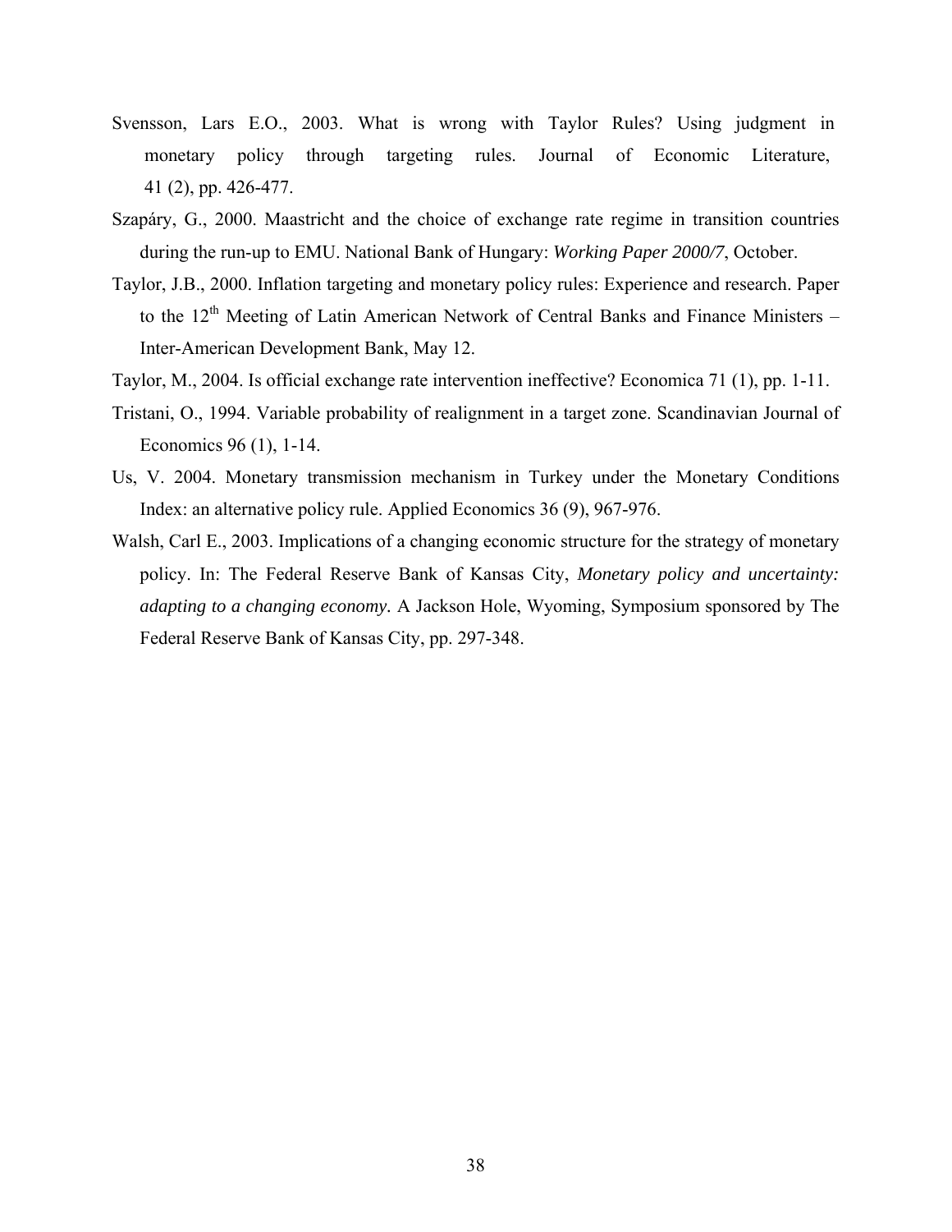Svensson, Lars E.O., 2003. What is wrong with Taylor Rules? Using judgment in monetary policy through targeting rules. Journal of Economic Literature, 41 (2), pp. 426-477.

Szapáry, G., 2000. Maastricht and the choice of exchange rate regime in transition countries during the run-up to EMU. National Bank of Hungary: *Working Paper 2000/7*, October.

Taylor, J.B., 2000. Inflation targeting and monetary policy rules: Experience and research. Paper to the 12th Meeting of Latin American Network of Central Banks and Finance Ministers – Inter-American Development Bank, May 12.

Taylor, M., 2004. Is official exchange rate intervention ineffective? Economica 71 (1), pp. 1-11.

Tristani, O., 1994. Variable probability of realignment in a target zone. Scandinavian Journal of Economics 96 (1), 1-14.

Us, V. 2004. Monetary transmission mechanism in Turkey under the Monetary Conditions Index: an alternative policy rule. Applied Economics 36 (9), 967-976.

Walsh, Carl E., 2003. Implications of a changing economic structure for the strategy of monetary policy. In: The Federal Reserve Bank of Kansas City, *Monetary policy and uncertainty: adapting to a changing economy.* A Jackson Hole, Wyoming, Symposium sponsored by The Federal Reserve Bank of Kansas City, pp. 297-348.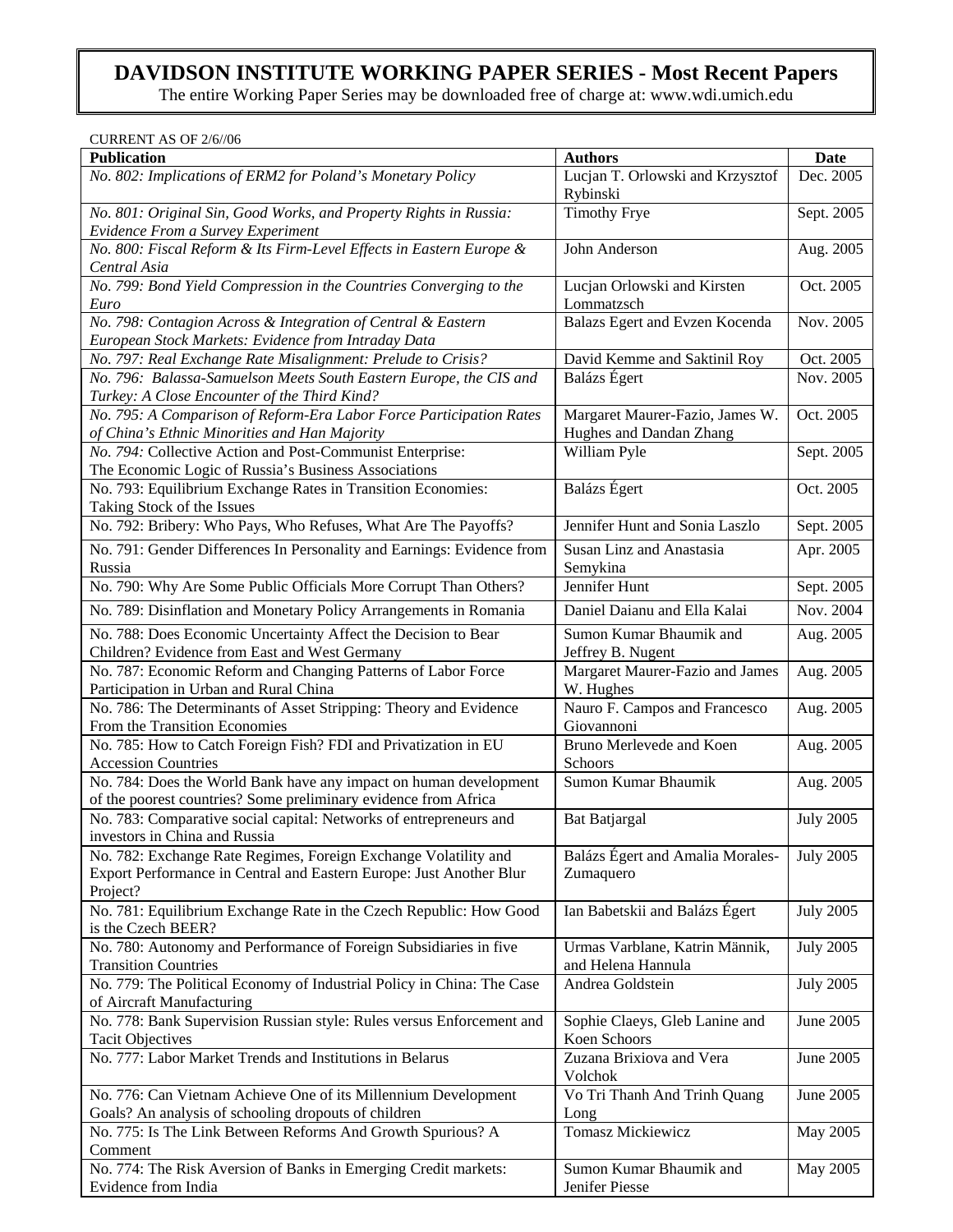# DAVIDSON INSTITUTE WORKING PAPER SERIES - Most Recent Papers

The entire Working Paper Series may be downloaded free of charge at: www.wdi.umich.edu

CURRENT AS OF 2/6//06

| Publication | Authors | Date |
|---|---|---|
| *No. 802: Implications of ERM2 for Poland's Monetary Policy* | Lucjan T. Orlowski and Krzysztof Rybinski | Dec. 2005 |
| *No. 801: Original Sin, Good Works, and Property Rights in Russia: Evidence From a Survey Experiment* | Timothy Frye | Sept. 2005 |
| *No. 800: Fiscal Reform & Its Firm-Level Effects in Eastern Europe & Central Asia* | John Anderson | Aug. 2005 |
| *No. 799: Bond Yield Compression in the Countries Converging to the Euro* | Lucjan Orlowski and Kirsten Lommatzsch | Oct. 2005 |
| *No. 798: Contagion Across & Integration of Central & Eastern European Stock Markets: Evidence from Intraday Data* | Balazs Egert and Evzen Kocenda | Nov. 2005 |
| *No. 797: Real Exchange Rate Misalignment: Prelude to Crisis?* | David Kemme and Saktinil Roy | Oct. 2005 |
| *No. 796: Balassa-Samuelson Meets South Eastern Europe, the CIS and Turkey: A Close Encounter of the Third Kind?* | Balázs Égert | Nov. 2005 |
| *No. 795: A Comparison of Reform-Era Labor Force Participation Rates of China's Ethnic Minorities and Han Majority* | Margaret Maurer-Fazio, James W. Hughes and Dandan Zhang | Oct. 2005 |
| *No. 794:* Collective Action and Post-Communist Enterprise: The Economic Logic of Russia's Business Associations | William Pyle | Sept. 2005 |
| No. 793: Equilibrium Exchange Rates in Transition Economies: Taking Stock of the Issues | Balázs Égert | Oct. 2005 |
| No. 792: Bribery: Who Pays, Who Refuses, What Are The Payoffs? | Jennifer Hunt and Sonia Laszlo | Sept. 2005 |
| No. 791: Gender Differences In Personality and Earnings: Evidence from Russia | Susan Linz and Anastasia Semykina | Apr. 2005 |
| No. 790: Why Are Some Public Officials More Corrupt Than Others? | Jennifer Hunt | Sept. 2005 |
| No. 789: Disinflation and Monetary Policy Arrangements in Romania | Daniel Daianu and Ella Kalai | Nov. 2004 |
| No. 788: Does Economic Uncertainty Affect the Decision to Bear Children? Evidence from East and West Germany | Sumon Kumar Bhaumik and Jeffrey B. Nugent | Aug. 2005 |
| No. 787: Economic Reform and Changing Patterns of Labor Force Participation in Urban and Rural China | Margaret Maurer-Fazio and James W. Hughes | Aug. 2005 |
| No. 786: The Determinants of Asset Stripping: Theory and Evidence From the Transition Economies | Nauro F. Campos and Francesco Giovannoni | Aug. 2005 |
| No. 785: How to Catch Foreign Fish? FDI and Privatization in EU Accession Countries | Bruno Merlevede and Koen Schoors | Aug. 2005 |
| No. 784: Does the World Bank have any impact on human development of the poorest countries? Some preliminary evidence from Africa | Sumon Kumar Bhaumik | Aug. 2005 |
| No. 783: Comparative social capital: Networks of entrepreneurs and investors in China and Russia | Bat Batjargal | July 2005 |
| No. 782: Exchange Rate Regimes, Foreign Exchange Volatility and Export Performance in Central and Eastern Europe: Just Another Blur Project? | Balázs Égert and Amalia Morales-Zumaquero | July 2005 |
| No. 781: Equilibrium Exchange Rate in the Czech Republic: How Good is the Czech BEER? | Ian Babetskii and Balázs Égert | July 2005 |
| No. 780: Autonomy and Performance of Foreign Subsidiaries in five Transition Countries | Urmas Varblane, Katrin Männik, and Helena Hannula | July 2005 |
| No. 779: The Political Economy of Industrial Policy in China: The Case of Aircraft Manufacturing | Andrea Goldstein | July 2005 |
| No. 778: Bank Supervision Russian style: Rules versus Enforcement and Tacit Objectives | Sophie Claeys, Gleb Lanine and Koen Schoors | June 2005 |
| No. 777: Labor Market Trends and Institutions in Belarus | Zuzana Brixiova and Vera Volchok | June 2005 |
| No. 776: Can Vietnam Achieve One of its Millennium Development Goals? An analysis of schooling dropouts of children | Vo Tri Thanh And Trinh Quang Long | June 2005 |
| No. 775: Is The Link Between Reforms And Growth Spurious? A Comment | Tomasz Mickiewicz | May 2005 |
| No. 774: The Risk Aversion of Banks in Emerging Credit markets: Evidence from India | Sumon Kumar Bhaumik and Jenifer Piesse | May 2005 |